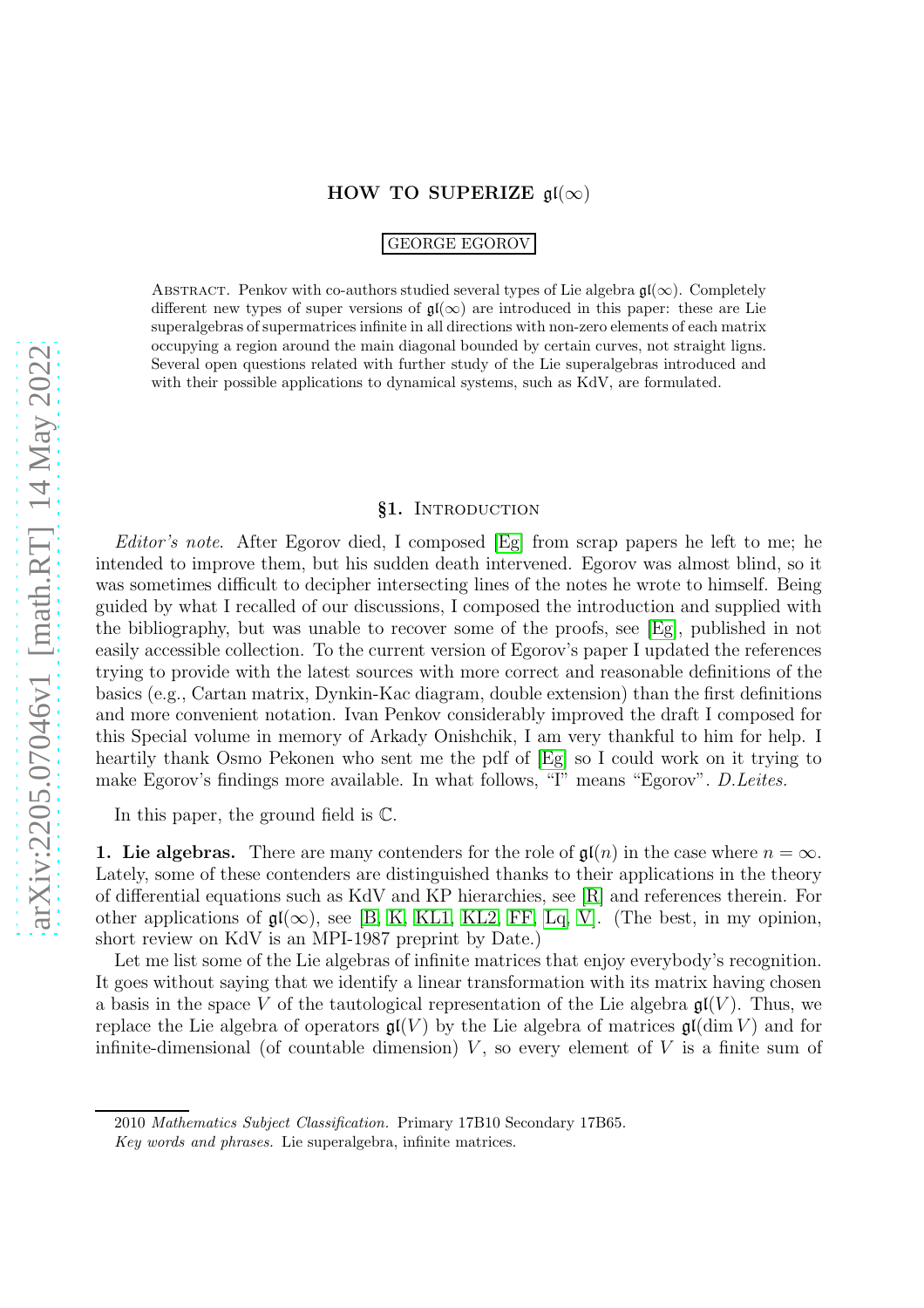# HOW TO SUPERIZE $\mathfrak{gl}(\infty)$

GEORGE EGOROV

ABSTRACT. Penkov with co-authors studied several types of Lie algebra $\mathfrak{gl}(\infty)$. Completely different new types of super versions of $\mathfrak{gl}(\infty)$ are introduced in this paper: these are Lie superalgebras of supermatrices infinite in all directions with non-zero elements of each matrix occupying a region around the main diagonal bounded by certain curves, not straight ligns. Several open questions related with further study of the Lie superalgebras introduced and with their possible applications to dynamical systems, such as KdV, are formulated.

## §1. INTRODUCTION

*Editor's note.* After Egorov died, I composed [Eg] from scrap papers he left to me; he intended to improve them, but his sudden death intervened. Egorov was almost blind, so it was sometimes difficult to decipher intersecting lines of the notes he wrote to himself. Being guided by what I recalled of our discussions, I composed the introduction and supplied with the bibliography, but was unable to recover some of the proofs, see [Eg], published in not easily accessible collection. To the current version of Egorov's paper I updated the references trying to provide with the latest sources with more correct and reasonable definitions of the basics (e.g., Cartan matrix, Dynkin-Kac diagram, double extension) than the first definitions and more convenient notation. Ivan Penkov considerably improved the draft I composed for this Special volume in memory of Arkady Onishchik, I am very thankful to him for help. I heartily thank Osmo Pekonen who sent me the pdf of [Eg] so I could work on it trying to make Egorov's findings more available. In what follows, "I" means "Egorov". *D.Leites.*

In this paper, the ground field is $\mathbb{C}$.

**1. Lie algebras.** There are many contenders for the role of $\mathfrak{gl}(n)$ in the case where $n = \infty$. Lately, some of these contenders are distinguished thanks to their applications in the theory of differential equations such as KdV and KP hierarchies, see [R] and references therein. For other applications of $\mathfrak{gl}(\infty)$, see [B, K, KL1, KL2, FF, Lq, V]. (The best, in my opinion, short review on KdV is an MPI-1987 preprint by Date.)

Let me list some of the Lie algebras of infinite matrices that enjoy everybody's recognition. It goes without saying that we identify a linear transformation with its matrix having chosen a basis in the space $V$ of the tautological representation of the Lie algebra $\mathfrak{gl}(V)$. Thus, we replace the Lie algebra of operators $\mathfrak{gl}(V)$ by the Lie algebra of matrices $\mathfrak{gl}(\dim V)$ and for infinite-dimensional (of countable dimension) $V$, so every element of $V$ is a finite sum of

2010 *Mathematics Subject Classification.* Primary 17B10 Secondary 17B65.

*Key words and phrases.* Lie superalgebra, infinite matrices.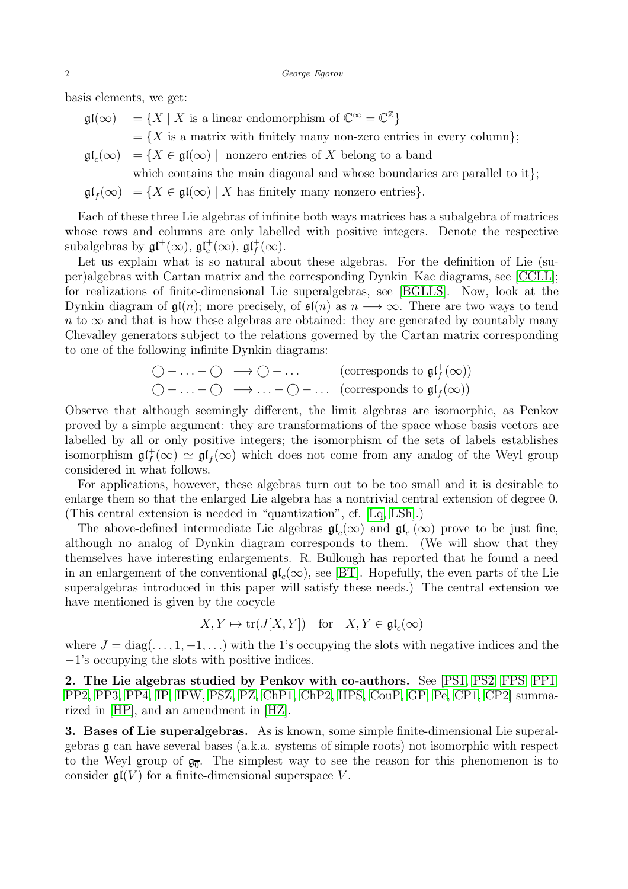basis elements, we get:

$$
\begin{aligned}
\mathfrak{gl}(\infty) \quad &= \{X \mid X \text{ is a linear endomorphism of } \mathbb{C}^\infty = \mathbb{C}^{\mathbb{Z}}\}\\
&= \{X \text{ is a matrix with finitely many non-zero entries in every column}\};\\
\mathfrak{gl}_c(\infty) \quad &= \{X \in \mathfrak{gl}(\infty) \mid \text{ nonzero entries of } X \text{ belong to a band}\\
&\quad \text{which contains the main diagonal and whose boundaries are parallel to it}\};\\
\mathfrak{gl}_f(\infty) \quad &= \{X \in \mathfrak{gl}(\infty) \mid X \text{ has finitely many nonzero entries}\}.
\end{aligned}
$$

Each of these three Lie algebras of infinite both ways matrices has a subalgebra of matrices whose rows and columns are only labelled with positive integers. Denote the respective subalgebras by $\mathfrak{gl}^+(\infty)$, $\mathfrak{gl}^+_c(\infty)$, $\mathfrak{gl}^+_f(\infty)$.

Let us explain what is so natural about these algebras. For the definition of Lie (super)algebras with Cartan matrix and the corresponding Dynkin–Kac diagrams, see [CCLL]; for realizations of finite-dimensional Lie superalgebras, see [BGLLS]. Now, look at the Dynkin diagram of $\mathfrak{gl}(n)$; more precisely, of $\mathfrak{sl}(n)$ as $n \longrightarrow \infty$. There are two ways to tend $n$ to $\infty$ and that is how these algebras are obtained: they are generated by countably many Chevalley generators subject to the relations governed by the Cartan matrix corresponding to one of the following infinite Dynkin diagrams:

$$
\begin{array}{ll}
\bigcirc - \ldots - \bigcirc \ \longrightarrow \bigcirc - \ldots & \text{(corresponds to } \mathfrak{gl}^+_f(\infty))\\
\bigcirc - \ldots - \bigcirc \ \longrightarrow \ldots - \bigcirc - \ldots & \text{(corresponds to } \mathfrak{gl}_f(\infty))
\end{array}
$$

Observe that although seemingly different, the limit algebras are isomorphic, as Penkov proved by a simple argument: they are transformations of the space whose basis vectors are labelled by all or only positive integers; the isomorphism of the sets of labels establishes isomorphism $\mathfrak{gl}^+_f(\infty) \simeq \mathfrak{gl}_f(\infty)$ which does not come from any analog of the Weyl group considered in what follows.

For applications, however, these algebras turn out to be too small and it is desirable to enlarge them so that the enlarged Lie algebra has a nontrivial central extension of degree 0. (This central extension is needed in "quantization", cf. [Lq, LSh].)

The above-defined intermediate Lie algebras $\mathfrak{gl}_c(\infty)$ and $\mathfrak{gl}^+_c(\infty)$ prove to be just fine, although no analog of Dynkin diagram corresponds to them. (We will show that they themselves have interesting enlargements. R. Bullough has reported that he found a need in an enlargement of the conventional $\mathfrak{gl}_c(\infty)$, see [BT]. Hopefully, the even parts of the Lie superalgebras introduced in this paper will satisfy these needs.) The central extension we have mentioned is given by the cocycle

$$X, Y \mapsto \operatorname{tr}(J[X, Y]) \quad \text{for} \quad X, Y \in \mathfrak{gl}_c(\infty)$$

where $J = \operatorname{diag}(\ldots, 1, -1, \ldots)$ with the 1's occupying the slots with negative indices and the $-1$'s occupying the slots with positive indices.

**2. The Lie algebras studied by Penkov with co-authors.** See [PS1, PS2, FPS, PP1, PP2, PP3, PP4, IP, IPW, PSZ, PZ, ChP1, ChP2, HPS, CouP, GP, Pe, CP1, CP2] summarized in [HP], and an amendment in [HZ].

**3. Bases of Lie superalgebras.** As is known, some simple finite-dimensional Lie superalgebras $\mathfrak{g}$ can have several bases (a.k.a. systems of simple roots) not isomorphic with respect to the Weyl group of $\mathfrak{g}_{\bar{0}}$. The simplest way to see the reason for this phenomenon is to consider $\mathfrak{gl}(V)$ for a finite-dimensional superspace $V$.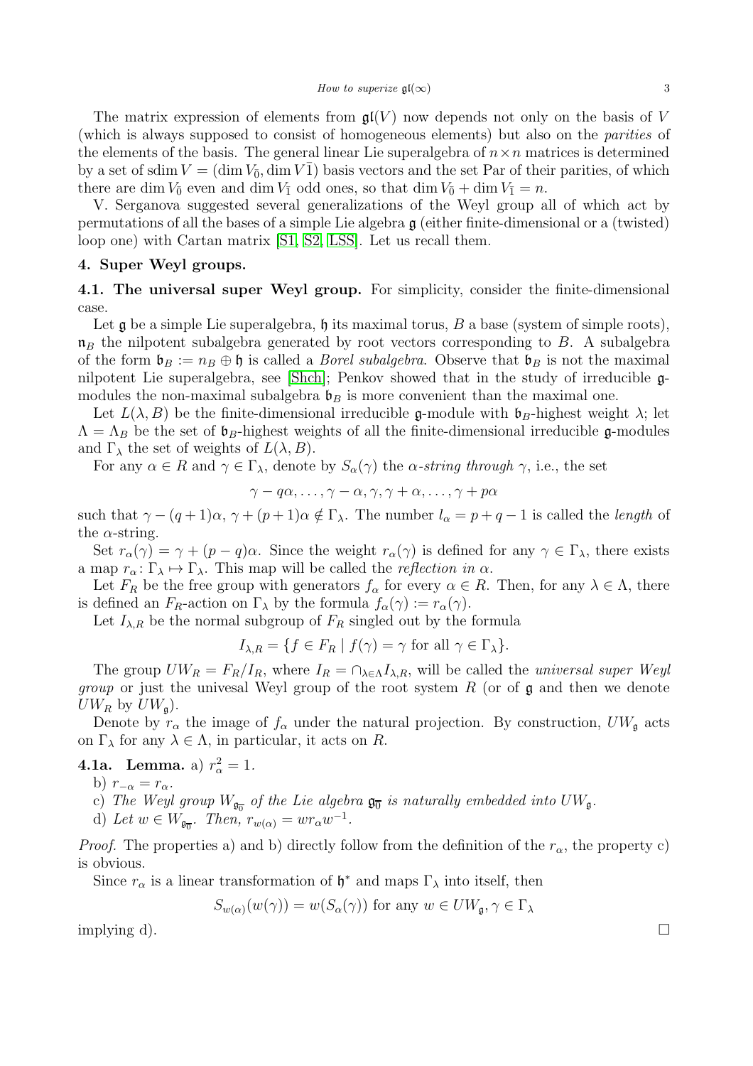The matrix expression of elements from $\mathfrak{gl}(V)$ now depends not only on the basis of $V$ (which is always supposed to consist of homogeneous elements) but also on the *parities* of the elements of the basis. The general linear Lie superalgebra of $n \times n$ matrices is determined by a set of $\operatorname{sdim} V = (\dim V_{\bar{0}}, \dim V\bar{1})$ basis vectors and the set Par of their parities, of which there are $\dim V_{\bar{0}}$ even and $\dim V_{\bar{1}}$ odd ones, so that $\dim V_{\bar{0}} + \dim V_{\bar{1}} = n$.

V. Serganova suggested several generalizations of the Weyl group all of which act by permutations of all the bases of a simple Lie algebra $\mathfrak{g}$ (either finite-dimensional or a (twisted) loop one) with Cartan matrix [S1, S2, LSS]. Let us recall them.

## 4. Super Weyl groups.

### 4.1. The universal super Weyl group.

For simplicity, consider the finite-dimensional case.

Let $\mathfrak{g}$ be a simple Lie superalgebra, $\mathfrak{h}$ its maximal torus, $B$ a base (system of simple roots), $\mathfrak{n}_B$ the nilpotent subalgebra generated by root vectors corresponding to $B$. A subalgebra of the form $\mathfrak{b}_B := n_B \oplus \mathfrak{h}$ is called a *Borel subalgebra*. Observe that $\mathfrak{b}_B$ is not the maximal nilpotent Lie superalgebra, see [Shch]; Penkov showed that in the study of irreducible $\mathfrak{g}$-modules the non-maximal subalgebra $\mathfrak{b}_B$ is more convenient than the maximal one.

Let $L(\lambda, B)$ be the finite-dimensional irreducible $\mathfrak{g}$-module with $\mathfrak{b}_B$-highest weight $\lambda$; let $\Lambda = \Lambda_B$ be the set of $\mathfrak{b}_B$-highest weights of all the finite-dimensional irreducible $\mathfrak{g}$-modules and $\Gamma_\lambda$ the set of weights of $L(\lambda, B)$.

For any $\alpha \in R$ and $\gamma \in \Gamma_\lambda$, denote by $S_\alpha(\gamma)$ the *$\alpha$-string through $\gamma$*, i.e., the set

$$\gamma - q\alpha, \dots, \gamma - \alpha, \gamma, \gamma + \alpha, \dots, \gamma + p\alpha$$

such that $\gamma - (q+1)\alpha$, $\gamma + (p+1)\alpha \notin \Gamma_\lambda$. The number $l_\alpha = p + q - 1$ is called the *length* of the $\alpha$-string.

Set $r_\alpha(\gamma) = \gamma + (p - q)\alpha$. Since the weight $r_\alpha(\gamma)$ is defined for any $\gamma \in \Gamma_\lambda$, there exists a map $r_\alpha \colon \Gamma_\lambda \mapsto \Gamma_\lambda$. This map will be called the *reflection in $\alpha$*.

Let $F_R$ be the free group with generators $f_\alpha$ for every $\alpha \in R$. Then, for any $\lambda \in \Lambda$, there is defined an $F_R$-action on $\Gamma_\lambda$ by the formula $f_\alpha(\gamma) := r_\alpha(\gamma)$.

Let $I_{\lambda,R}$ be the normal subgroup of $F_R$ singled out by the formula

$$I_{\lambda,R} = \{f \in F_R \mid f(\gamma) = \gamma \text{ for all } \gamma \in \Gamma_\lambda\}.$$

The group $UW_R = F_R/I_R$, where $I_R = \cap_{\lambda \in \Lambda} I_{\lambda,R}$, will be called the *universal super Weyl group* or just the univesal Weyl group of the root system $R$ (or of $\mathfrak{g}$ and then we denote $UW_R$ by $UW_\mathfrak{g}$).

Denote by $r_\alpha$ the image of $f_\alpha$ under the natural projection. By construction, $UW_\mathfrak{g}$ acts on $\Gamma_\lambda$ for any $\lambda \in \Lambda$, in particular, it acts on $R$.

**4.1a. Lemma.** a) $r_\alpha^2 = 1$.

b) $r_{-\alpha} = r_\alpha$.

c) *The Weyl group $W_{\mathfrak{g}_{\bar{0}}}$ of the Lie algebra $\mathfrak{g}_{\bar{0}}$ is naturally embedded into $UW_\mathfrak{g}$.*

d) *Let $w \in W_{\mathfrak{g}_{\bar{0}}}$. Then, $r_{w(\alpha)} = w r_\alpha w^{-1}$.*

*Proof.* The properties a) and b) directly follow from the definition of the $r_\alpha$, the property c) is obvious.

Since $r_\alpha$ is a linear transformation of $\mathfrak{h}^*$ and maps $\Gamma_\lambda$ into itself, then

$$S_{w(\alpha)}(w(\gamma)) = w(S_\alpha(\gamma)) \text{ for any } w \in UW_\mathfrak{g}, \gamma \in \Gamma_\lambda$$

implying d). $\square$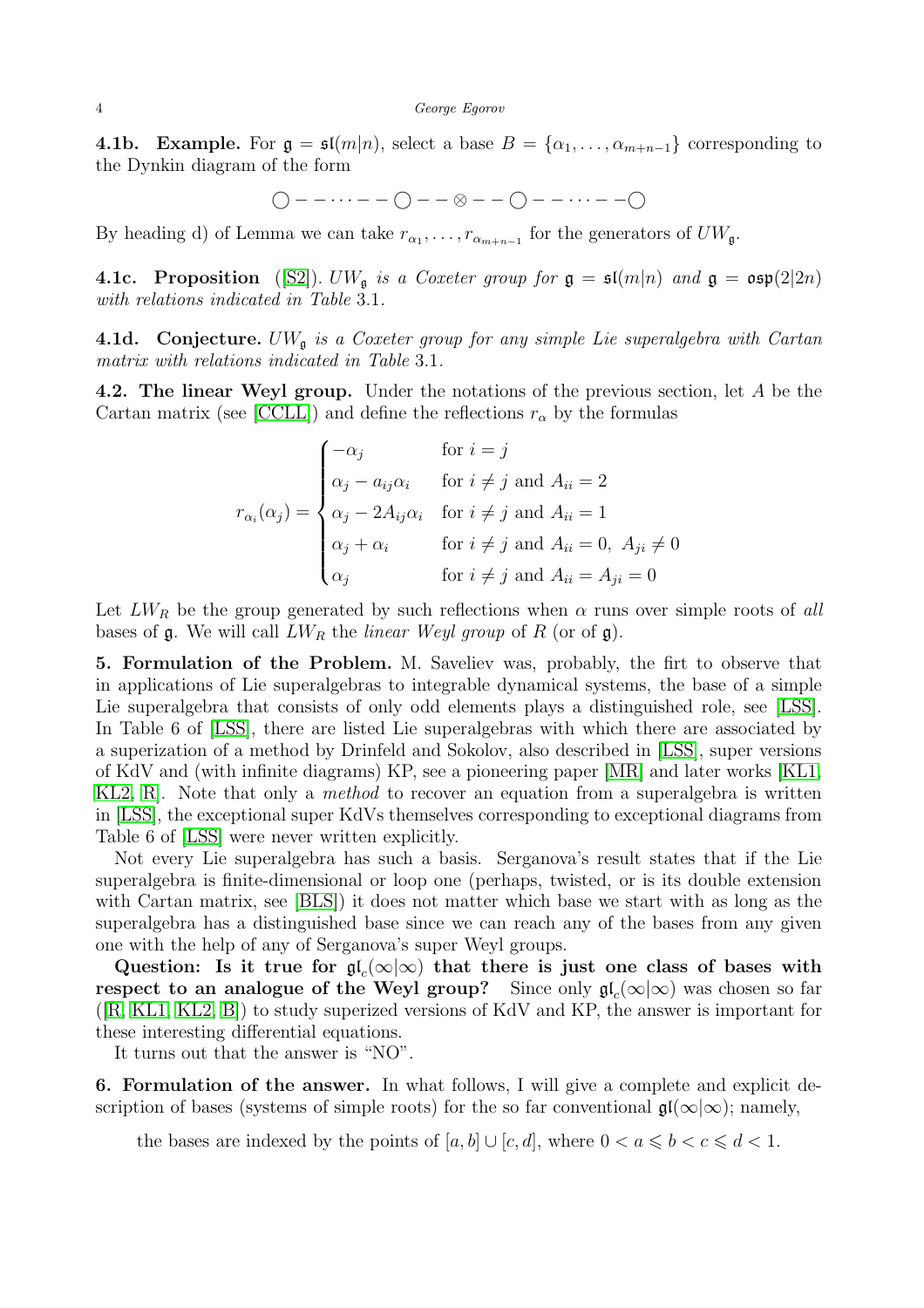**4.1b. Example.** For $\mathfrak{g} = \mathfrak{sl}(m|n)$, select a base $B = \{\alpha_1, \dots, \alpha_{m+n-1}\}$ corresponding to the Dynkin diagram of the form

$$\bigcirc - - \cdots - - \bigcirc - - \otimes - - \bigcirc - - \cdots - - \bigcirc$$

By heading d) of Lemma we can take $r_{\alpha_1}, \dots, r_{\alpha_{m+n-1}}$ for the generators of $UW_{\mathfrak{g}}$.

**4.1c. Proposition** ([S2]). *$UW_{\mathfrak{g}}$ is a Coxeter group for $\mathfrak{g} = \mathfrak{sl}(m|n)$ and $\mathfrak{g} = \mathfrak{osp}(2|2n)$ with relations indicated in Table* 3.1.

**4.1d. Conjecture.** *$UW_{\mathfrak{g}}$ is a Coxeter group for any simple Lie superalgebra with Cartan matrix with relations indicated in Table* 3.1.

**4.2. The linear Weyl group.** Under the notations of the previous section, let $A$ be the Cartan matrix (see [CCLL]) and define the reflections $r_\alpha$ by the formulas

$$r_{\alpha_i}(\alpha_j) = \begin{cases} -\alpha_j & \text{for } i = j \\ \alpha_j - a_{ij}\alpha_i & \text{for } i \neq j \text{ and } A_{ii} = 2 \\ \alpha_j - 2A_{ij}\alpha_i & \text{for } i \neq j \text{ and } A_{ii} = 1 \\ \alpha_j + \alpha_i & \text{for } i \neq j \text{ and } A_{ii} = 0,\ A_{ji} \neq 0 \\ \alpha_j & \text{for } i \neq j \text{ and } A_{ii} = A_{ji} = 0 \end{cases}$$

Let $LW_R$ be the group generated by such reflections when $\alpha$ runs over simple roots of *all* bases of $\mathfrak{g}$. We will call $LW_R$ the *linear Weyl group* of $R$ (or of $\mathfrak{g}$).

**5. Formulation of the Problem.** M. Saveliev was, probably, the firt to observe that in applications of Lie superalgebras to integrable dynamical systems, the base of a simple Lie superalgebra that consists of only odd elements plays a distinguished role, see [LSS]. In Table 6 of [LSS], there are listed Lie superalgebras with which there are associated by a superization of a method by Drinfeld and Sokolov, also described in [LSS], super versions of KdV and (with infinite diagrams) KP, see a pioneering paper [MR] and later works [KL1, KL2, R]. Note that only a *method* to recover an equation from a superalgebra is written in [LSS], the exceptional super KdVs themselves corresponding to exceptional diagrams from Table 6 of [LSS] were never written explicitly.

Not every Lie superalgebra has such a basis. Serganova's result states that if the Lie superalgebra is finite-dimensional or loop one (perhaps, twisted, or is its double extension with Cartan matrix, see [BLS]) it does not matter which base we start with as long as the superalgebra has a distinguished base since we can reach any of the bases from any given one with the help of any of Serganova's super Weyl groups.

**Question: Is it true for $\mathfrak{gl}_c(\infty|\infty)$ that there is just one class of bases with respect to an analogue of the Weyl group?** Since only $\mathfrak{gl}_c(\infty|\infty)$ was chosen so far ([R, KL1, KL2, B]) to study superized versions of KdV and KP, the answer is important for these interesting differential equations.

It turns out that the answer is "NO".

**6. Formulation of the answer.** In what follows, I will give a complete and explicit description of bases (systems of simple roots) for the so far conventional $\mathfrak{gl}(\infty|\infty)$; namely,

the bases are indexed by the points of $[a, b] \cup [c, d]$, where $0 < a \leqslant b < c \leqslant d < 1$.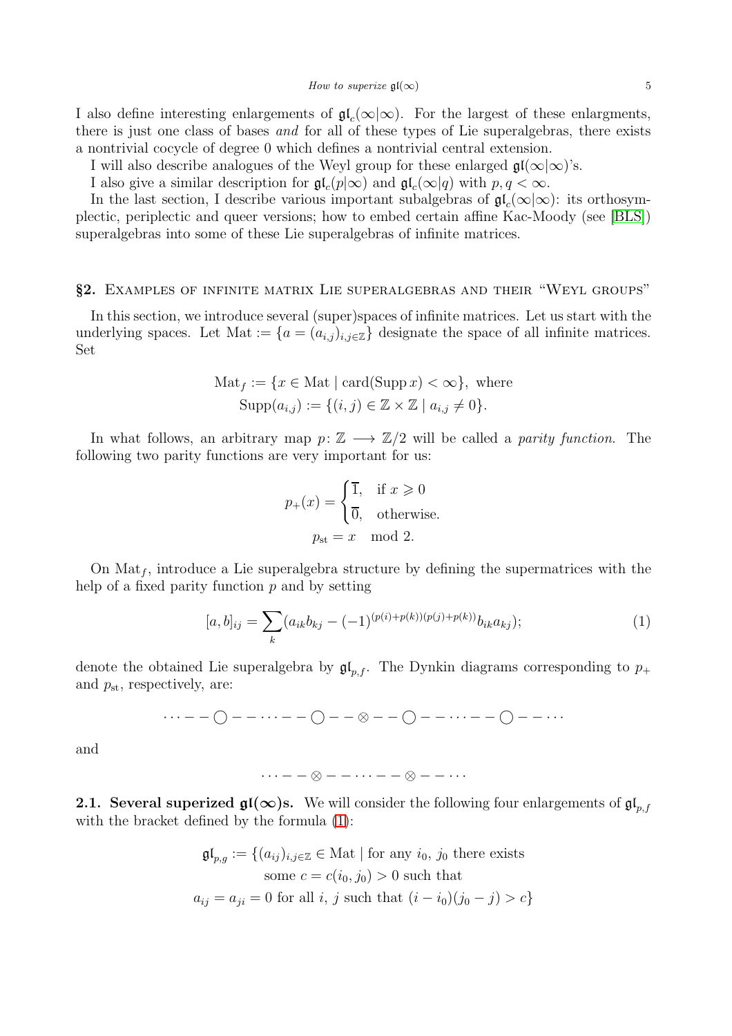I also define interesting enlargements of $\mathfrak{gl}_c(\infty|\infty)$. For the largest of these enlargments, there is just one class of bases *and* for all of these types of Lie superalgebras, there exists a nontrivial cocycle of degree 0 which defines a nontrivial central extension.

I will also describe analogues of the Weyl group for these enlarged $\mathfrak{gl}(\infty|\infty)$'s.

I also give a similar description for $\mathfrak{gl}_c(p|\infty)$ and $\mathfrak{gl}_c(\infty|q)$ with $p, q < \infty$.

In the last section, I describe various important subalgebras of $\mathfrak{gl}_c(\infty|\infty)$: its orthosymplectic, periplectic and queer versions; how to embed certain affine Kac-Moody (see [BLS]) superalgebras into some of these Lie superalgebras of infinite matrices.

## §2. Examples of infinite matrix Lie superalgebras and their "Weyl groups"

In this section, we introduce several (super)spaces of infinite matrices. Let us start with the underlying spaces. Let $\mathrm{Mat} := \{a = (a_{i,j})_{i,j\in\mathbb{Z}}\}$ designate the space of all infinite matrices. Set

$$\begin{gathered}\mathrm{Mat}_f := \{x \in \mathrm{Mat} \mid \mathrm{card}(\mathrm{Supp}\, x) < \infty\}, \text{ where}\\ \mathrm{Supp}(a_{i,j}) := \{(i,j) \in \mathbb{Z}\times\mathbb{Z} \mid a_{i,j} \neq 0\}.\end{gathered}$$

In what follows, an arbitrary map $p\colon \mathbb{Z} \longrightarrow \mathbb{Z}/2$ will be called a *parity function*. The following two parity functions are very important for us:

$$\begin{gathered}p_+(x) = \begin{cases}\overline{1}, & \text{if } x \geqslant 0\\ \overline{0}, & \text{otherwise.}\end{cases}\\ p_{\mathrm{st}} = x \mod 2.\end{gathered}$$

On $\mathrm{Mat}_f$, introduce a Lie superalgebra structure by defining the supermatrices with the help of a fixed parity function $p$ and by setting

$$[a,b]_{ij} = \sum_k (a_{ik}b_{kj} - (-1)^{(p(i)+p(k))(p(j)+p(k))} b_{ik}a_{kj}); \tag{1}$$

denote the obtained Lie superalgebra by $\mathfrak{gl}_{p,f}$. The Dynkin diagrams corresponding to $p_+$ and $p_{\mathrm{st}}$, respectively, are:

$$\cdots - - \bigcirc - - \cdots - - \bigcirc - - \otimes - - \bigcirc - - \cdots - - \bigcirc - - \cdots$$

and

$$\cdots - - \otimes - - \cdots - - \otimes - - \cdots$$

**2.1. Several superized $\mathfrak{gl}(\infty)$s.** We will consider the following four enlargements of $\mathfrak{gl}_{p,f}$ with the bracket defined by the formula (1):

$$\begin{gathered}\mathfrak{gl}_{p,g} := \{(a_{ij})_{i,j\in\mathbb{Z}} \in \mathrm{Mat} \mid \text{for any } i_0,\ j_0 \text{ there exists}\\ \text{some } c = c(i_0, j_0) > 0 \text{ such that}\\ a_{ij} = a_{ji} = 0 \text{ for all } i,\ j \text{ such that } (i - i_0)(j_0 - j) > c\}\end{gathered}$$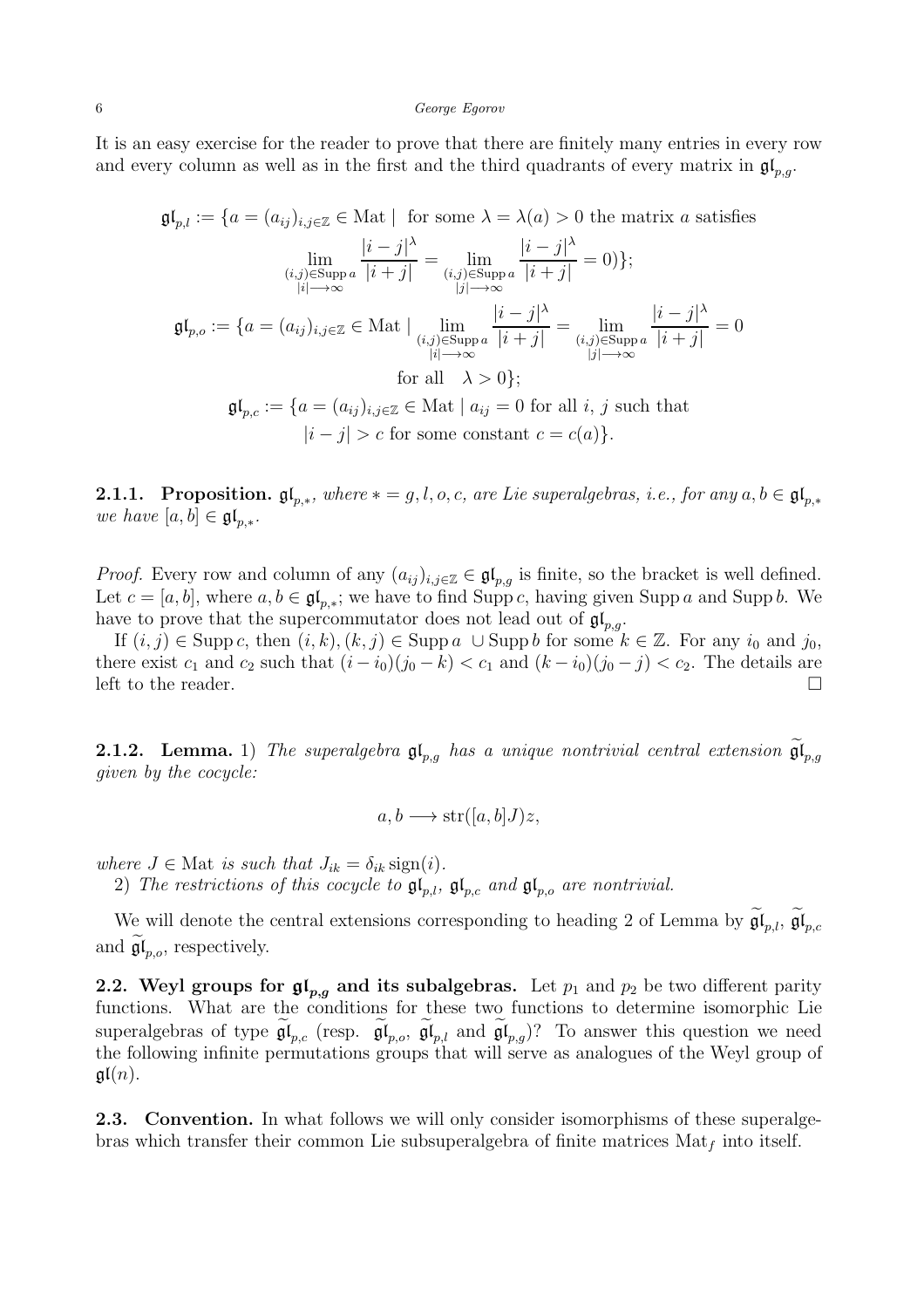It is an easy exercise for the reader to prove that there are finitely many entries in every row and every column as well as in the first and the third quadrants of every matrix in $\mathfrak{gl}_{p,g}$.

$$\mathfrak{gl}_{p,l} := \{a = (a_{ij})_{i,j\in\mathbb{Z}} \in \mathrm{Mat} \mid \text{ for some } \lambda = \lambda(a) > 0 \text{ the matrix } a \text{ satisfies}$$
$$\lim_{\substack{(i,j)\in \mathrm{Supp}\, a \\ |i|\longrightarrow\infty}} \frac{|i-j|^\lambda}{|i+j|} = \lim_{\substack{(i,j)\in \mathrm{Supp}\, a \\ |j|\longrightarrow\infty}} \frac{|i-j|^\lambda}{|i+j|} = 0)\};$$
$$\mathfrak{gl}_{p,o} := \{a = (a_{ij})_{i,j\in\mathbb{Z}} \in \mathrm{Mat} \mid \lim_{\substack{(i,j)\in \mathrm{Supp}\, a \\ |i|\longrightarrow\infty}} \frac{|i-j|^\lambda}{|i+j|} = \lim_{\substack{(i,j)\in \mathrm{Supp}\, a \\ |j|\longrightarrow\infty}} \frac{|i-j|^\lambda}{|i+j|} = 0$$
$$\text{for all} \quad \lambda > 0\};$$
$$\mathfrak{gl}_{p,c} := \{a = (a_{ij})_{i,j\in\mathbb{Z}} \in \mathrm{Mat} \mid a_{ij} = 0 \text{ for all } i,\ j \text{ such that}$$
$$|i-j| > c \text{ for some constant } c = c(a)\}.$$

**2.1.1. Proposition.** *$\mathfrak{gl}_{p,*}$, where $* = g, l, o, c$, are Lie superalgebras, i.e., for any $a, b \in \mathfrak{gl}_{p,*}$ we have $[a, b] \in \mathfrak{gl}_{p,*}$.*

*Proof.* Every row and column of any $(a_{ij})_{i,j\in\mathbb{Z}} \in \mathfrak{gl}_{p,g}$ is finite, so the bracket is well defined. Let $c = [a, b]$, where $a, b \in \mathfrak{gl}_{p,*}$; we have to find $\mathrm{Supp}\, c$, having given $\mathrm{Supp}\, a$ and $\mathrm{Supp}\, b$. We have to prove that the supercommutator does not lead out of $\mathfrak{gl}_{p,g}$.

If $(i, j) \in \mathrm{Supp}\, c$, then $(i, k), (k, j) \in \mathrm{Supp}\, a\ \cup \mathrm{Supp}\, b$ for some $k \in \mathbb{Z}$. For any $i_0$ and $j_0$, there exist $c_1$ and $c_2$ such that $(i - i_0)(j_0 - k) < c_1$ and $(k - i_0)(j_0 - j) < c_2$. The details are left to the reader. □

**2.1.2. Lemma.** 1) *The superalgebra $\mathfrak{gl}_{p,g}$ has a unique nontrivial central extension $\widetilde{\mathfrak{gl}}_{p,g}$ given by the cocycle:*

$$a, b \longrightarrow \mathrm{str}([a, b]J)z,$$

*where $J \in \mathrm{Mat}$ is such that $J_{ik} = \delta_{ik}\,\mathrm{sign}(i)$.*

2) *The restrictions of this cocycle to $\mathfrak{gl}_{p,l}$, $\mathfrak{gl}_{p,c}$ and $\mathfrak{gl}_{p,o}$ are nontrivial.*

We will denote the central extensions corresponding to heading 2 of Lemma by $\widetilde{\mathfrak{gl}}_{p,l}$, $\widetilde{\mathfrak{gl}}_{p,c}$ and $\widetilde{\mathfrak{gl}}_{p,o}$, respectively.

**2.2. Weyl groups for $\mathfrak{gl}_{p,g}$ and its subalgebras.** Let $p_1$ and $p_2$ be two different parity functions. What are the conditions for these two functions to determine isomorphic Lie superalgebras of type $\widetilde{\mathfrak{gl}}_{p,c}$ (resp. $\widetilde{\mathfrak{gl}}_{p,o}$, $\widetilde{\mathfrak{gl}}_{p,l}$ and $\widetilde{\mathfrak{gl}}_{p,g}$)? To answer this question we need the following infinite permutations groups that will serve as analogues of the Weyl group of $\mathfrak{gl}(n)$.

**2.3. Convention.** In what follows we will only consider isomorphisms of these superalgebras which transfer their common Lie subsuperalgebra of finite matrices $\mathrm{Mat}_f$ into itself.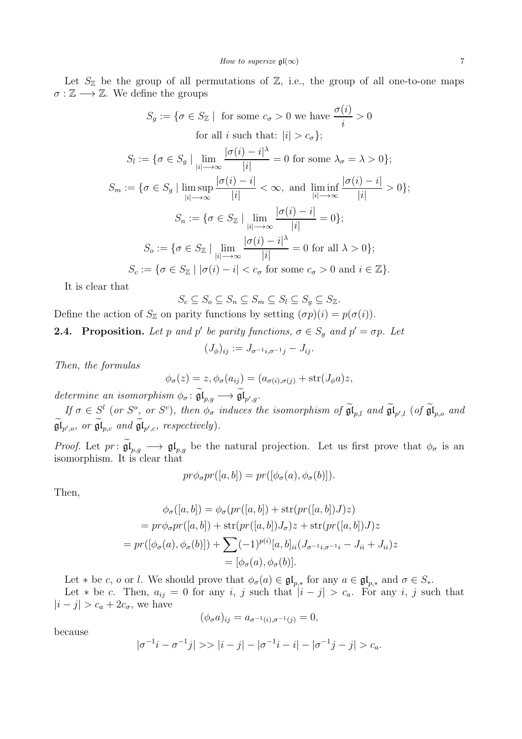Let $S_{\mathbb{Z}}$ be the group of all permutations of $\mathbb{Z}$, i.e., the group of all one-to-one maps $\sigma : \mathbb{Z} \longrightarrow \mathbb{Z}$. We define the groups

$$S_g := \{\sigma \in S_{\mathbb{Z}} \mid \text{ for some } c_\sigma > 0 \text{ we have } \frac{\sigma(i)}{i} > 0$$
$$\text{for all } i \text{ such that: } |i| > c_\sigma\};$$

$$S_l := \{\sigma \in S_g \mid \lim_{|i| \longrightarrow \infty} \frac{|\sigma(i) - i|^\lambda}{|i|} = 0 \text{ for some } \lambda_\sigma = \lambda > 0\};$$

$$S_m := \{\sigma \in S_g \mid \limsup_{|i| \longrightarrow \infty} \frac{|\sigma(i) - i|}{|i|} < \infty, \text{ and } \liminf_{|i| \longrightarrow \infty} \frac{|\sigma(i) - i|}{|i|} > 0\};$$

$$S_n := \{\sigma \in S_{\mathbb{Z}} \mid \lim_{|i| \longrightarrow \infty} \frac{|\sigma(i) - i|}{|i|} = 0\};$$

$$S_o := \{\sigma \in S_{\mathbb{Z}} \mid \lim_{|i| \longrightarrow \infty} \frac{|\sigma(i) - i|^\lambda}{|i|} = 0 \text{ for all } \lambda > 0\};$$

$$S_c := \{\sigma \in S_{\mathbb{Z}} \mid |\sigma(i) - i| < c_\sigma \text{ for some } c_\sigma > 0 \text{ and } i \in \mathbb{Z}\}.$$

It is clear that

$$S_c \subseteq S_o \subseteq S_n \subseteq S_m \subseteq S_l \subseteq S_g \subseteq S_{\mathbb{Z}}.$$

Define the action of $S_{\mathbb{Z}}$ on parity functions by setting $(\sigma p)(i) = p(\sigma(i))$.

**2.4. Proposition.** *Let $p$ and $p'$ be parity functions, $\sigma \in S_g$ and $p' = \sigma p$. Let*

$$(J_\phi)_{ij} := J_{\sigma^{-1}i, \sigma^{-1}j} - J_{ij}.$$

*Then, the formulas*

$$\phi_\sigma(z) = z, \phi_\sigma(a_{ij}) = (a_{\sigma(i),\sigma(j)} + \operatorname{str}(J_\phi a)z,$$

*determine an isomorphism $\phi_\sigma \colon \widetilde{\mathfrak{gl}}_{p,g} \longrightarrow \widetilde{\mathfrak{gl}}_{p',g}$.*

*If $\sigma \in S^l$ (or $S^o$, or $S^c$), then $\phi_\sigma$ induces the isomorphism of $\widetilde{\mathfrak{gl}}_{p,l}$ and $\widetilde{\mathfrak{gl}}_{p',l}$ (of $\widetilde{\mathfrak{gl}}_{p,o}$ and $\widetilde{\mathfrak{gl}}_{p',o}$, or $\widetilde{\mathfrak{gl}}_{p,c}$ and $\widetilde{\mathfrak{gl}}_{p',c}$, respectively).*

*Proof.* Let $pr \colon \widetilde{\mathfrak{gl}}_{p,g} \longrightarrow \mathfrak{gl}_{p,g}$ be the natural projection. Let us first prove that $\phi_\sigma$ is an isomorphism. It is clear that

$$pr\phi_\sigma pr([a, b]) = pr([\phi_\sigma(a), \phi_\sigma(b)]).$$

Then,

$$\begin{aligned}
\phi_\sigma([a, b]) &= \phi_\sigma(pr([a, b]) + \operatorname{str}(pr([a, b])J)z) \\
&= pr\phi_\sigma pr([a, b]) + \operatorname{str}(pr([a, b])J_\sigma)z + \operatorname{str}(pr([a, b])J)z \\
&= pr([\phi_\sigma(a), \phi_\sigma(b)]) + \sum (-1)^{p(i)}[a, b]_{ii}(J_{\sigma^{-1}i,\sigma^{-1}i} - J_{ii} + J_{ii})z \\
&= [\phi_\sigma(a), \phi_\sigma(b)].
\end{aligned}$$

Let $*$ be $c$, $o$ or $l$. We should prove that $\phi_\sigma(a) \in \mathfrak{gl}_{p,*}$ for any $a \in \mathfrak{gl}_{p,*}$ and $\sigma \in S_*$.

Let $*$ be $c$. Then, $a_{ij} = 0$ for any $i$, $j$ such that $|i - j| > c_a$. For any $i$, $j$ such that $|i - j| > c_a + 2c_\sigma$, we have

$$(\phi_\sigma a)_{ij} = a_{\sigma^{-1}(i),\sigma^{-1}(j)} = 0,$$

because

$$|\sigma^{-1}i - \sigma^{-1}j| >> |i - j| - |\sigma^{-1}i - i| - |\sigma^{-1}j - j| > c_a.$$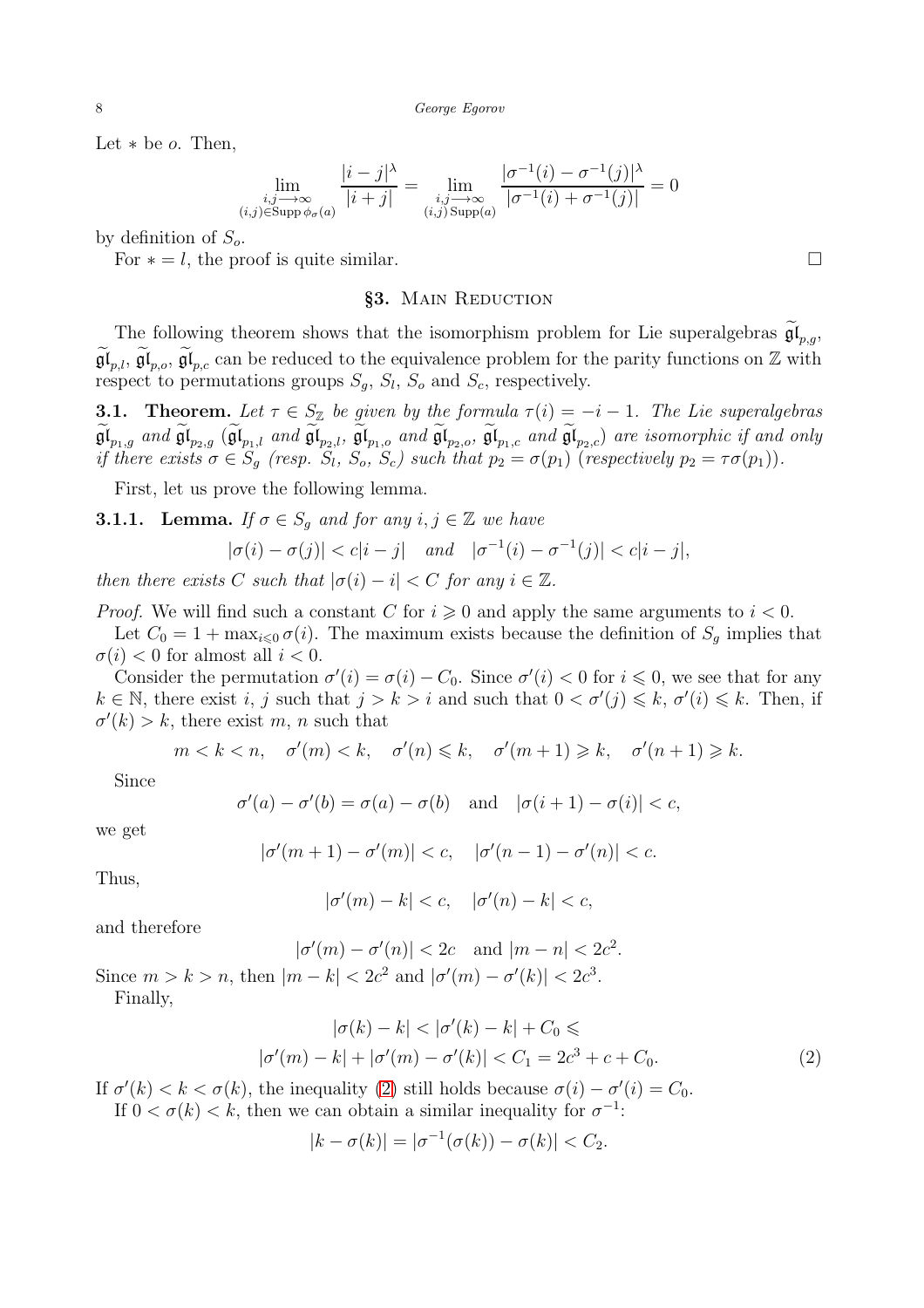Let $*$ be $o$. Then,

$$\lim_{\substack{i,j\longrightarrow\infty\\(i,j)\in\operatorname{Supp}\phi_\sigma(a)}}\frac{|i-j|^\lambda}{|i+j|}=\lim_{\substack{i,j\longrightarrow\infty\\(i,j)\operatorname{Supp}(a)}}\frac{|\sigma^{-1}(i)-\sigma^{-1}(j)|^\lambda}{|\sigma^{-1}(i)+\sigma^{-1}(j)|}=0$$

by definition of $S_o$.

For $*=l$, the proof is quite similar. $\square$

## §3. Main Reduction

The following theorem shows that the isomorphism problem for Lie superalgebras $\widetilde{\mathfrak{gl}}_{p,g}$, $\widetilde{\mathfrak{gl}}_{p,l}$, $\widetilde{\mathfrak{gl}}_{p,o}$, $\widetilde{\mathfrak{gl}}_{p,c}$ can be reduced to the equivalence problem for the parity functions on $\mathbb{Z}$ with respect to permutations groups $S_g$, $S_l$, $S_o$ and $S_c$, respectively.

**3.1. Theorem.** *Let $\tau\in S_{\mathbb{Z}}$ be given by the formula $\tau(i)=-i-1$. The Lie superalgebras $\widetilde{\mathfrak{gl}}_{p_1,g}$ and $\widetilde{\mathfrak{gl}}_{p_2,g}$ ($\widetilde{\mathfrak{gl}}_{p_1,l}$ and $\widetilde{\mathfrak{gl}}_{p_2,l}$, $\widetilde{\mathfrak{gl}}_{p_1,o}$ and $\widetilde{\mathfrak{gl}}_{p_2,o}$, $\widetilde{\mathfrak{gl}}_{p_1,c}$ and $\widetilde{\mathfrak{gl}}_{p_2,c}$) are isomorphic if and only if there exists $\sigma\in S_g$ (resp. $S_l$, $S_o$, $S_c$) such that $p_2=\sigma(p_1)$ (respectively $p_2=\tau\sigma(p_1)$).*

First, let us prove the following lemma.

**3.1.1. Lemma.** *If $\sigma\in S_g$ and for any $i,j\in\mathbb{Z}$ we have*

$$|\sigma(i)-\sigma(j)|<c|i-j|\quad\text{and}\quad|\sigma^{-1}(i)-\sigma^{-1}(j)|<c|i-j|,$$

*then there exists $C$ such that $|\sigma(i)-i|<C$ for any $i\in\mathbb{Z}$.*

*Proof.* We will find such a constant $C$ for $i\geqslant 0$ and apply the same arguments to $i<0$.

Let $C_0=1+\max_{i\leqslant 0}\sigma(i)$. The maximum exists because the definition of $S_g$ implies that $\sigma(i)<0$ for almost all $i<0$.

Consider the permutation $\sigma'(i)=\sigma(i)-C_0$. Since $\sigma'(i)<0$ for $i\leqslant 0$, we see that for any $k\in\mathbb{N}$, there exist $i$, $j$ such that $j>k>i$ and such that $0<\sigma'(j)\leqslant k$, $\sigma'(i)\leqslant k$. Then, if $\sigma'(k)>k$, there exist $m$, $n$ such that

$$m<k<n,\quad\sigma'(m)<k,\quad\sigma'(n)\leqslant k,\quad\sigma'(m+1)\geqslant k,\quad\sigma'(n+1)\geqslant k.$$

Since

$$\sigma'(a)-\sigma'(b)=\sigma(a)-\sigma(b)\quad\text{and}\quad|\sigma(i+1)-\sigma(i)|<c,$$

we get

$$|\sigma'(m+1)-\sigma'(m)|<c,\quad|\sigma'(n-1)-\sigma'(n)|<c.$$

Thus,

$$|\sigma'(m)-k|<c,\quad|\sigma'(n)-k|<c,$$

and therefore

$$|\sigma'(m)-\sigma'(n)|<2c\quad\text{and}\ |m-n|<2c^2.$$

Since $m>k>n$, then $|m-k|<2c^2$ and $|\sigma'(m)-\sigma'(k)|<2c^3$.

Finally,

$$\begin{aligned}|\sigma(k)-k|&<|\sigma'(k)-k|+C_0\leqslant\\|\sigma'(m)-k|+|\sigma'(m)-\sigma'(k)|&<C_1=2c^3+c+C_0.\end{aligned}\tag{2}$$

If $\sigma'(k)<k<\sigma(k)$, the inequality (2) still holds because $\sigma(i)-\sigma'(i)=C_0$.

If $0<\sigma(k)<k$, then we can obtain a similar inequality for $\sigma^{-1}$:

$$|k-\sigma(k)|=|\sigma^{-1}(\sigma(k))-\sigma(k)|<C_2.$$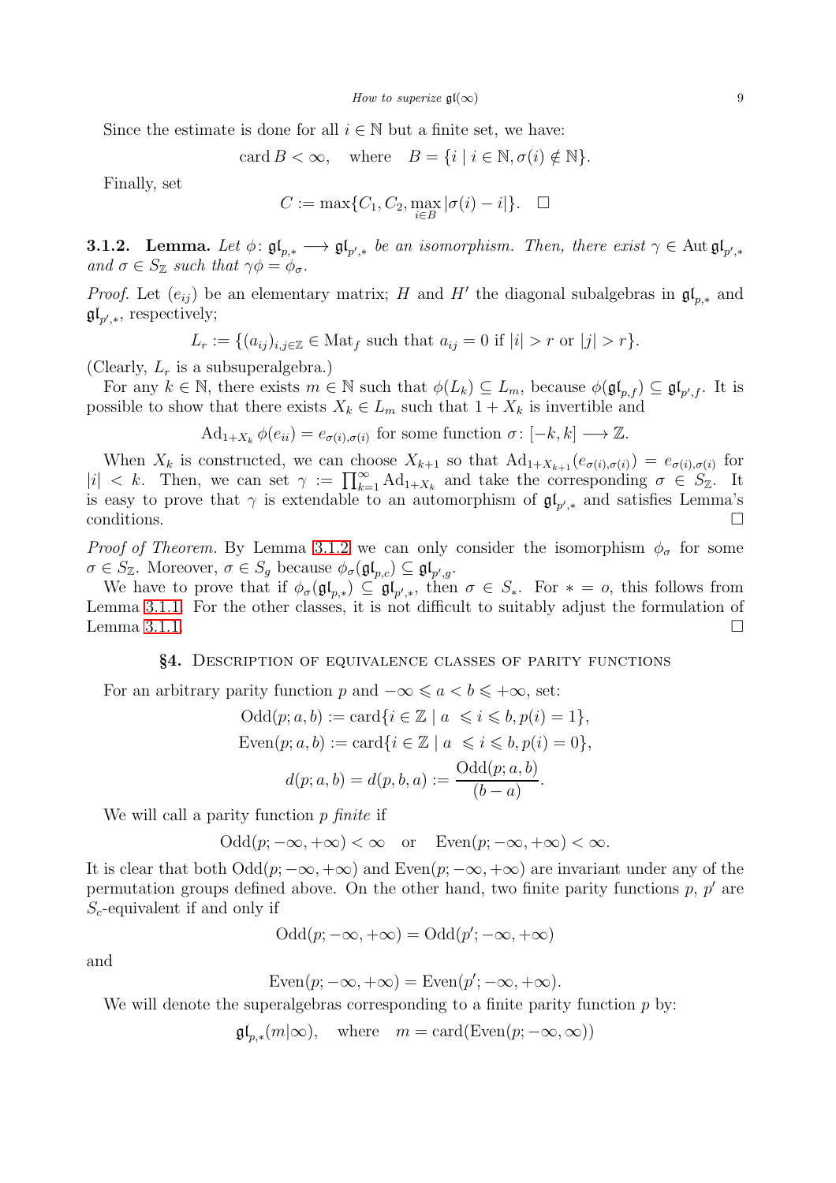Since the estimate is done for all $i \in \mathbb{N}$ but a finite set, we have:

$$\operatorname{card} B < \infty, \quad \text{where} \quad B = \{i \mid i \in \mathbb{N}, \sigma(i) \notin \mathbb{N}\}.$$

Finally, set

$$C := \max\{C_1, C_2, \max_{i \in B} |\sigma(i) - i|\}. \quad \square$$

**3.1.2. Lemma.** *Let $\phi\colon \mathfrak{gl}_{p,*} \longrightarrow \mathfrak{gl}_{p',*}$ be an isomorphism. Then, there exist $\gamma \in \operatorname{Aut} \mathfrak{gl}_{p',*}$ and $\sigma \in S_{\mathbb{Z}}$ such that $\gamma\phi = \phi_\sigma$.*

*Proof.* Let $(e_{ij})$ be an elementary matrix; $H$ and $H'$ the diagonal subalgebras in $\mathfrak{gl}_{p,*}$ and $\mathfrak{gl}_{p',*}$, respectively;

$$L_r := \{(a_{ij})_{i,j\in\mathbb{Z}} \in \operatorname{Mat}_f \text{ such that } a_{ij} = 0 \text{ if } |i| > r \text{ or } |j| > r\}.$$

(Clearly, $L_r$ is a subsuperalgebra.)

For any $k \in \mathbb{N}$, there exists $m \in \mathbb{N}$ such that $\phi(L_k) \subseteq L_m$, because $\phi(\mathfrak{gl}_{p,f}) \subseteq \mathfrak{gl}_{p',f}$. It is possible to show that there exists $X_k \in L_m$ such that $1 + X_k$ is invertible and

$$\operatorname{Ad}_{1+X_k} \phi(e_{ii}) = e_{\sigma(i),\sigma(i)} \text{ for some function } \sigma\colon [-k, k] \longrightarrow \mathbb{Z}.$$

When $X_k$ is constructed, we can choose $X_{k+1}$ so that $\operatorname{Ad}_{1+X_{k+1}}(e_{\sigma(i),\sigma(i)}) = e_{\sigma(i),\sigma(i)}$ for $|i| < k$. Then, we can set $\gamma := \prod_{k=1}^{\infty} \operatorname{Ad}_{1+X_k}$ and take the corresponding $\sigma \in S_{\mathbb{Z}}$. It is easy to prove that $\gamma$ is extendable to an automorphism of $\mathfrak{gl}_{p',*}$ and satisfies Lemma's conditions. $\square$

*Proof of Theorem.* By Lemma 3.1.2 we can only consider the isomorphism $\phi_\sigma$ for some $\sigma \in S_{\mathbb{Z}}$. Moreover, $\sigma \in S_g$ because $\phi_\sigma(\mathfrak{gl}_{p,c}) \subseteq \mathfrak{gl}_{p',g}$.

We have to prove that if $\phi_\sigma(\mathfrak{gl}_{p,*}) \subseteq \mathfrak{gl}_{p',*}$, then $\sigma \in S_*$. For $* = o$, this follows from Lemma 3.1.1. For the other classes, it is not difficult to suitably adjust the formulation of Lemma 3.1.1. $\square$

## §4. Description of equivalence classes of parity functions

For an arbitrary parity function $p$ and $-\infty \leqslant a < b \leqslant +\infty$, set:

$$\operatorname{Odd}(p; a, b) := \operatorname{card}\{i \in \mathbb{Z} \mid a \leqslant i \leqslant b, p(i) = 1\},$$

$$\operatorname{Even}(p; a, b) := \operatorname{card}\{i \in \mathbb{Z} \mid a \leqslant i \leqslant b, p(i) = 0\},$$

$$d(p; a, b) = d(p, b, a) := \frac{\operatorname{Odd}(p; a, b)}{(b - a)}.$$

We will call a parity function $p$ *finite* if

$$\operatorname{Odd}(p; -\infty, +\infty) < \infty \quad \text{or} \quad \operatorname{Even}(p; -\infty, +\infty) < \infty.$$

It is clear that both $\operatorname{Odd}(p; -\infty, +\infty)$ and $\operatorname{Even}(p; -\infty, +\infty)$ are invariant under any of the permutation groups defined above. On the other hand, two finite parity functions $p$, $p'$ are $S_c$-equivalent if and only if

$$\operatorname{Odd}(p; -\infty, +\infty) = \operatorname{Odd}(p'; -\infty, +\infty)$$

and

$$\operatorname{Even}(p; -\infty, +\infty) = \operatorname{Even}(p'; -\infty, +\infty).$$

We will denote the superalgebras corresponding to a finite parity function $p$ by:

$$\mathfrak{gl}_{p,*}(m|\infty), \quad \text{where} \quad m = \operatorname{card}(\operatorname{Even}(p; -\infty, \infty))$$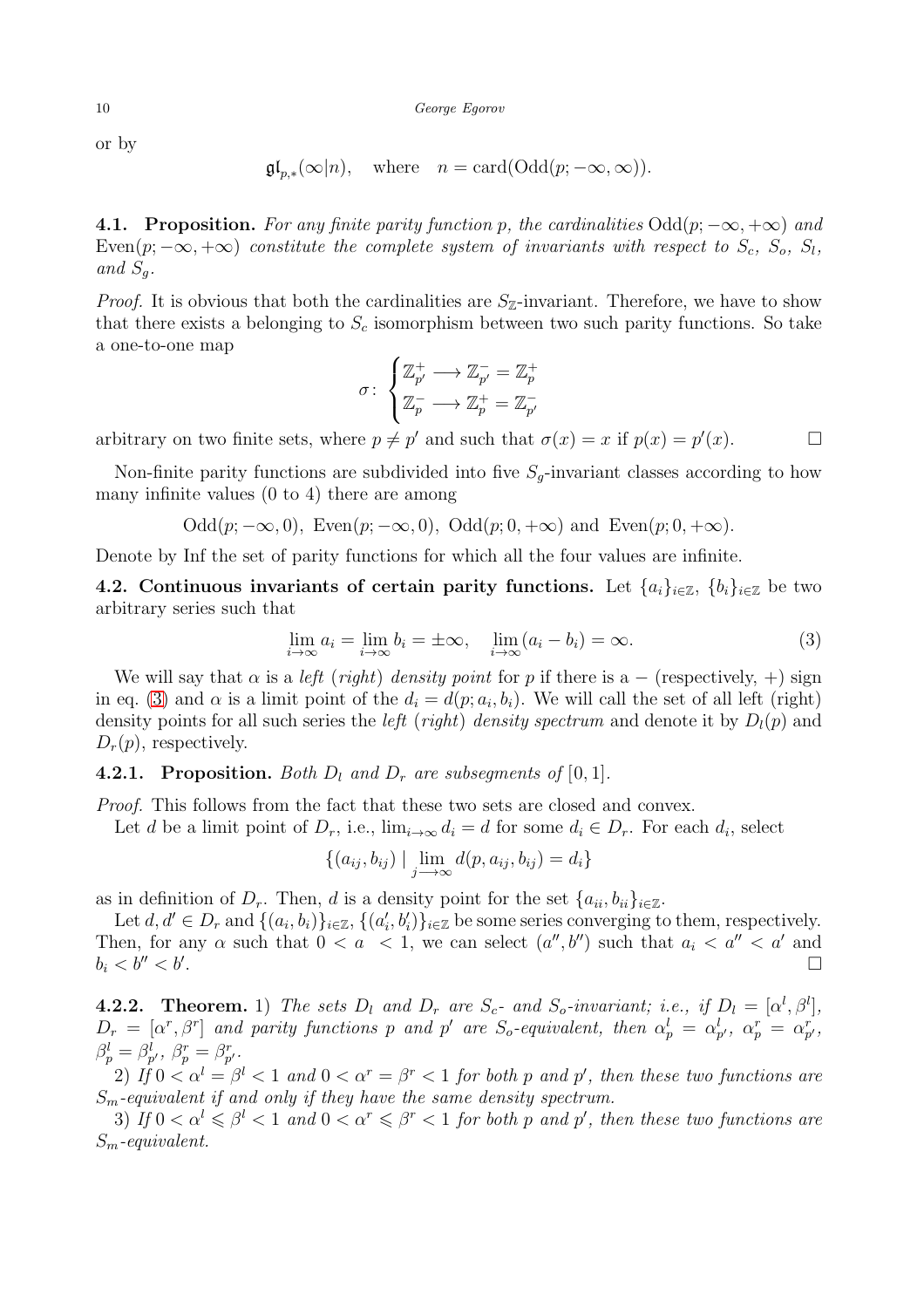or by

$$\mathfrak{gl}_{p,*}(\infty|n), \quad \text{where} \quad n = \operatorname{card}(\operatorname{Odd}(p; -\infty, \infty)).$$

**4.1. Proposition.** *For any finite parity function $p$, the cardinalities $\operatorname{Odd}(p; -\infty, +\infty)$ and $\operatorname{Even}(p; -\infty, +\infty)$ constitute the complete system of invariants with respect to $S_c$, $S_o$, $S_l$, and $S_g$.*

*Proof.* It is obvious that both the cardinalities are $S_{\mathbb{Z}}$-invariant. Therefore, we have to show that there exists a belonging to $S_c$ isomorphism between two such parity functions. So take a one-to-one map

$$\sigma\colon \begin{cases} \mathbb{Z}^+_{p'} \longrightarrow \mathbb{Z}^-_{p'} = \mathbb{Z}^+_p \\ \mathbb{Z}^-_p \longrightarrow \mathbb{Z}^+_p = \mathbb{Z}^-_{p'} \end{cases}$$

arbitrary on two finite sets, where $p \neq p'$ and such that $\sigma(x) = x$ if $p(x) = p'(x)$. $\square$

Non-finite parity functions are subdivided into five $S_g$-invariant classes according to how many infinite values (0 to 4) there are among

$$\operatorname{Odd}(p; -\infty, 0),\ \operatorname{Even}(p; -\infty, 0),\ \operatorname{Odd}(p; 0, +\infty) \text{ and } \operatorname{Even}(p; 0, +\infty).$$

Denote by Inf the set of parity functions for which all the four values are infinite.

**4.2. Continuous invariants of certain parity functions.** Let $\{a_i\}_{i\in\mathbb{Z}}$, $\{b_i\}_{i\in\mathbb{Z}}$ be two arbitrary series such that

$$\lim_{i\to\infty} a_i = \lim_{i\to\infty} b_i = \pm\infty, \quad \lim_{i\to\infty}(a_i - b_i) = \infty. \tag{3}$$

We will say that $\alpha$ is a *left* (*right*) *density point* for $p$ if there is a $-$ (respectively, $+$) sign in eq. (3) and $\alpha$ is a limit point of the $d_i = d(p; a_i, b_i)$. We will call the set of all left (right) density points for all such series the *left* (*right*) *density spectrum* and denote it by $D_l(p)$ and $D_r(p)$, respectively.

**4.2.1. Proposition.** *Both $D_l$ and $D_r$ are subsegments of $[0, 1]$.*

*Proof.* This follows from the fact that these two sets are closed and convex.

Let $d$ be a limit point of $D_r$, i.e., $\lim_{i\to\infty} d_i = d$ for some $d_i \in D_r$. For each $d_i$, select

$$\{(a_{ij}, b_{ij}) \mid \lim_{j\longrightarrow\infty} d(p, a_{ij}, b_{ij}) = d_i\}$$

as in definition of $D_r$. Then, $d$ is a density point for the set $\{a_{ii}, b_{ii}\}_{i\in\mathbb{Z}}$.

Let $d, d' \in D_r$ and $\{(a_i, b_i)\}_{i\in\mathbb{Z}}$, $\{(a'_i, b'_i)\}_{i\in\mathbb{Z}}$ be some series converging to them, respectively. Then, for any $\alpha$ such that $0 < a \ < 1$, we can select $(a'', b'')$ such that $a_i < a'' < a'$ and $b_i < b'' < b'$. $\square$

**4.2.2. Theorem.** 1) *The sets $D_l$ and $D_r$ are $S_c$- and $S_o$-invariant; i.e., if $D_l = [\alpha^l, \beta^l]$, $D_r = [\alpha^r, \beta^r]$ and parity functions $p$ and $p'$ are $S_o$-equivalent, then $\alpha^l_p = \alpha^l_{p'}$, $\alpha^r_p = \alpha^r_{p'}$, $\beta^l_p = \beta^l_{p'}$, $\beta^r_p = \beta^r_{p'}$.*

2) *If $0 < \alpha^l = \beta^l < 1$ and $0 < \alpha^r = \beta^r < 1$ for both $p$ and $p'$, then these two functions are $S_m$-equivalent if and only if they have the same density spectrum.*

3) *If $0 < \alpha^l \leqslant \beta^l < 1$ and $0 < \alpha^r \leqslant \beta^r < 1$ for both $p$ and $p'$, then these two functions are $S_m$-equivalent.*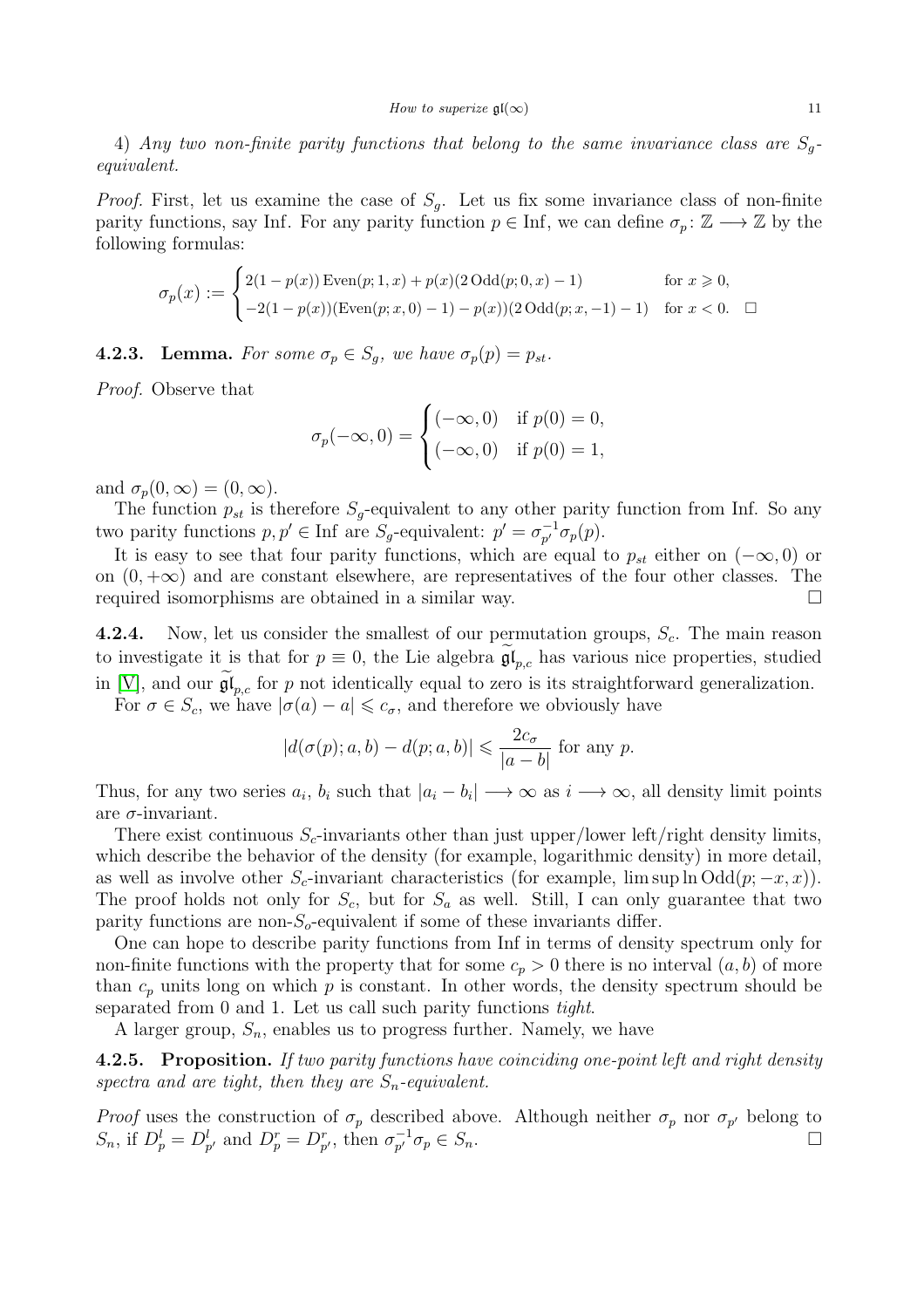4) *Any two non-finite parity functions that belong to the same invariance class are $S_g$-equivalent.*

*Proof.* First, let us examine the case of $S_g$. Let us fix some invariance class of non-finite parity functions, say Inf. For any parity function $p \in \mathrm{Inf}$, we can define $\sigma_p \colon \mathbb{Z} \longrightarrow \mathbb{Z}$ by the following formulas:

$$\sigma_p(x) := \begin{cases} 2(1-p(x))\,\mathrm{Even}(p;1,x) + p(x)(2\,\mathrm{Odd}(p;0,x)-1) & \text{for } x \geqslant 0,\\ -2(1-p(x))(\mathrm{Even}(p;x,0)-1) - p(x))(2\,\mathrm{Odd}(p;x,-1)-1) & \text{for } x < 0. \quad \square \end{cases}$$

**4.2.3. Lemma.** *For some $\sigma_p \in S_g$, we have $\sigma_p(p) = p_{st}$.*

*Proof.* Observe that

$$\sigma_p(-\infty,0) = \begin{cases} (-\infty,0) & \text{if } p(0)=0,\\ (-\infty,0) & \text{if } p(0)=1, \end{cases}$$

and $\sigma_p(0,\infty) = (0,\infty)$.

The function $p_{st}$ is therefore $S_g$-equivalent to any other parity function from Inf. So any two parity functions $p, p' \in \mathrm{Inf}$ are $S_g$-equivalent: $p' = \sigma_{p'}^{-1}\sigma_p(p)$.

It is easy to see that four parity functions, which are equal to $p_{st}$ either on $(-\infty,0)$ or on $(0,+\infty)$ and are constant elsewhere, are representatives of the four other classes. The required isomorphisms are obtained in a similar way. $\square$

**4.2.4.** Now, let us consider the smallest of our permutation groups, $S_c$. The main reason to investigate it is that for $p \equiv 0$, the Lie algebra $\widetilde{\mathfrak{gl}}_{p,c}$ has various nice properties, studied in [V], and our $\widetilde{\mathfrak{gl}}_{p,c}$ for $p$ not identically equal to zero is its straightforward generalization.

For $\sigma \in S_c$, we have $|\sigma(a) - a| \leqslant c_\sigma$, and therefore we obviously have

$$|d(\sigma(p);a,b) - d(p;a,b)| \leqslant \frac{2c_\sigma}{|a-b|} \text{ for any } p.$$

Thus, for any two series $a_i$, $b_i$ such that $|a_i - b_i| \longrightarrow \infty$ as $i \longrightarrow \infty$, all density limit points are $\sigma$-invariant.

There exist continuous $S_c$-invariants other than just upper/lower left/right density limits, which describe the behavior of the density (for example, logarithmic density) in more detail, as well as involve other $S_c$-invariant characteristics (for example, $\limsup \ln \mathrm{Odd}(p;-x,x)$). The proof holds not only for $S_c$, but for $S_a$ as well. Still, I can only guarantee that two parity functions are non-$S_o$-equivalent if some of these invariants differ.

One can hope to describe parity functions from Inf in terms of density spectrum only for non-finite functions with the property that for some $c_p > 0$ there is no interval $(a,b)$ of more than $c_p$ units long on which $p$ is constant. In other words, the density spectrum should be separated from 0 and 1. Let us call such parity functions *tight*.

A larger group, $S_n$, enables us to progress further. Namely, we have

**4.2.5. Proposition.** *If two parity functions have coinciding one-point left and right density spectra and are tight, then they are $S_n$-equivalent.*

*Proof* uses the construction of $\sigma_p$ described above. Although neither $\sigma_p$ nor $\sigma_{p'}$ belong to $S_n$, if $D_p^l = D_{p'}^l$ and $D_p^r = D_{p'}^r$, then $\sigma_{p'}^{-1}\sigma_p \in S_n$. $\square$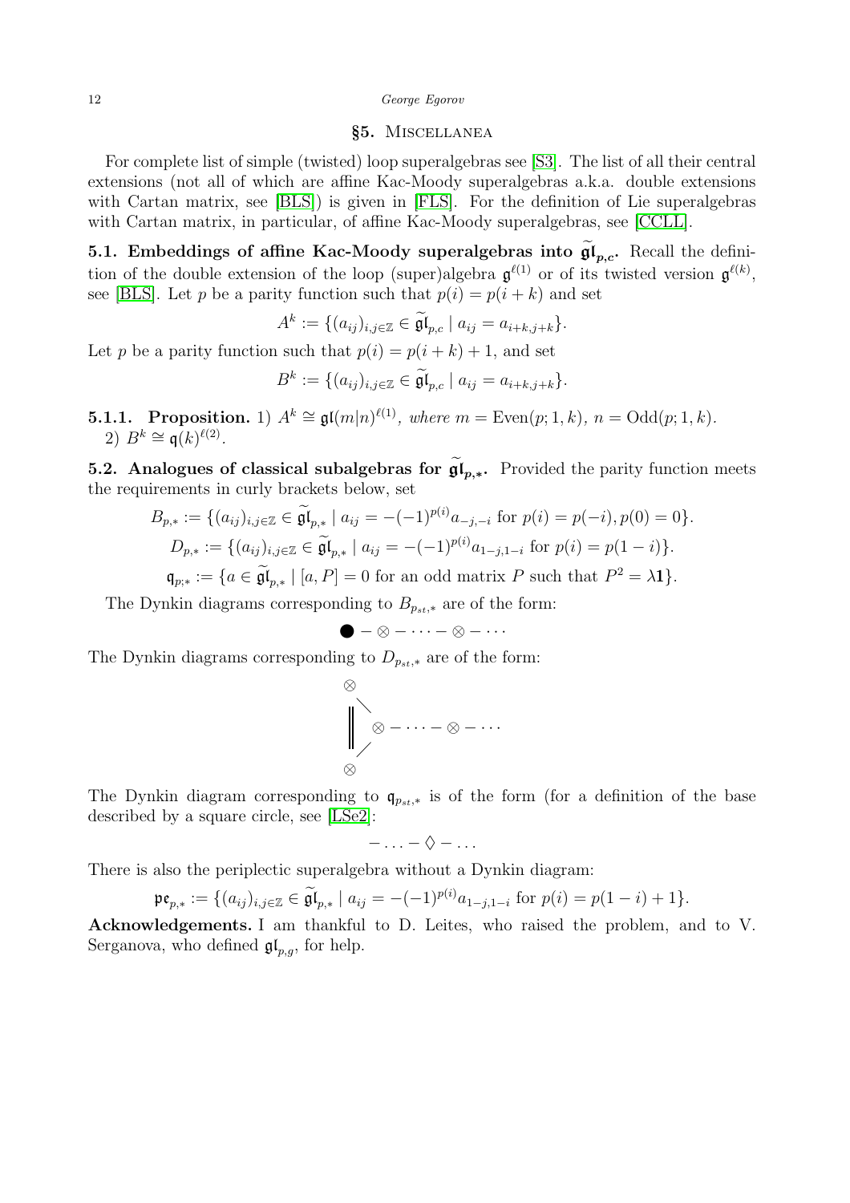## §5. Miscellanea

For complete list of simple (twisted) loop superalgebras see [S3]. The list of all their central extensions (not all of which are affine Kac-Moody superalgebras a.k.a. double extensions with Cartan matrix, see [BLS]) is given in [FLS]. For the definition of Lie superalgebras with Cartan matrix, in particular, of affine Kac-Moody superalgebras, see [CCLL].

**5.1. Embeddings of affine Kac-Moody superalgebras into $\widetilde{\mathfrak{gl}}_{p,c}$.** Recall the definition of the double extension of the loop (super)algebra $\mathfrak{g}^{\ell(1)}$ or of its twisted version $\mathfrak{g}^{\ell(k)}$, see [BLS]. Let $p$ be a parity function such that $p(i) = p(i+k)$ and set

$$A^k := \{(a_{ij})_{i,j\in\mathbb{Z}} \in \widetilde{\mathfrak{gl}}_{p,c} \mid a_{ij} = a_{i+k,j+k}\}.$$

Let $p$ be a parity function such that $p(i) = p(i+k)+1$, and set

$$B^k := \{(a_{ij})_{i,j\in\mathbb{Z}} \in \widetilde{\mathfrak{gl}}_{p,c} \mid a_{ij} = a_{i+k,j+k}\}.$$

**5.1.1. Proposition.** 1) *$A^k \cong \mathfrak{gl}(m|n)^{\ell(1)}$, where $m = \mathrm{Even}(p;1,k)$, $n = \mathrm{Odd}(p;1,k)$.*
2) *$B^k \cong \mathfrak{q}(k)^{\ell(2)}$.*

**5.2. Analogues of classical subalgebras for $\widetilde{\mathfrak{gl}}_{p,*}$.** Provided the parity function meets the requirements in curly brackets below, set

$$B_{p,*} := \{(a_{ij})_{i,j\in\mathbb{Z}} \in \widetilde{\mathfrak{gl}}_{p,*} \mid a_{ij} = -(-1)^{p(i)}a_{-j,-i} \text{ for } p(i) = p(-i), p(0) = 0\}.$$

$$D_{p,*} := \{(a_{ij})_{i,j\in\mathbb{Z}} \in \widetilde{\mathfrak{gl}}_{p,*} \mid a_{ij} = -(-1)^{p(i)}a_{1-j,1-i} \text{ for } p(i) = p(1-i)\}.$$

$$\mathfrak{q}_{p;*} := \{a \in \widetilde{\mathfrak{gl}}_{p,*} \mid [a,P] = 0 \text{ for an odd matrix } P \text{ such that } P^2 = \lambda\mathbf{1}\}.$$

The Dynkin diagrams corresponding to $B_{p_{st},*}$ are of the form:

$$\bullet - \otimes - \cdots - \otimes - \cdots$$

The Dynkin diagrams corresponding to $D_{p_{st},*}$ are of the form:

$$\begin{array}{l} \otimes \\ \| \;\diagdown \\ \| \quad \otimes - \cdots - \otimes - \cdots \\ \| \;\diagup \\ \otimes \end{array}$$

The Dynkin diagram corresponding to $\mathfrak{q}_{p_{st},*}$ is of the form (for a definition of the base described by a square circle, see [LSe2]:

$$- \ldots - \lozenge - \ldots$$

There is also the periplectic superalgebra without a Dynkin diagram:

$$\mathfrak{pe}_{p,*} := \{(a_{ij})_{i,j\in\mathbb{Z}} \in \widetilde{\mathfrak{gl}}_{p,*} \mid a_{ij} = -(-1)^{p(i)}a_{1-j,1-i} \text{ for } p(i) = p(1-i)+1\}.$$

**Acknowledgements.** I am thankful to D. Leites, who raised the problem, and to V. Serganova, who defined $\mathfrak{gl}_{p,g}$, for help.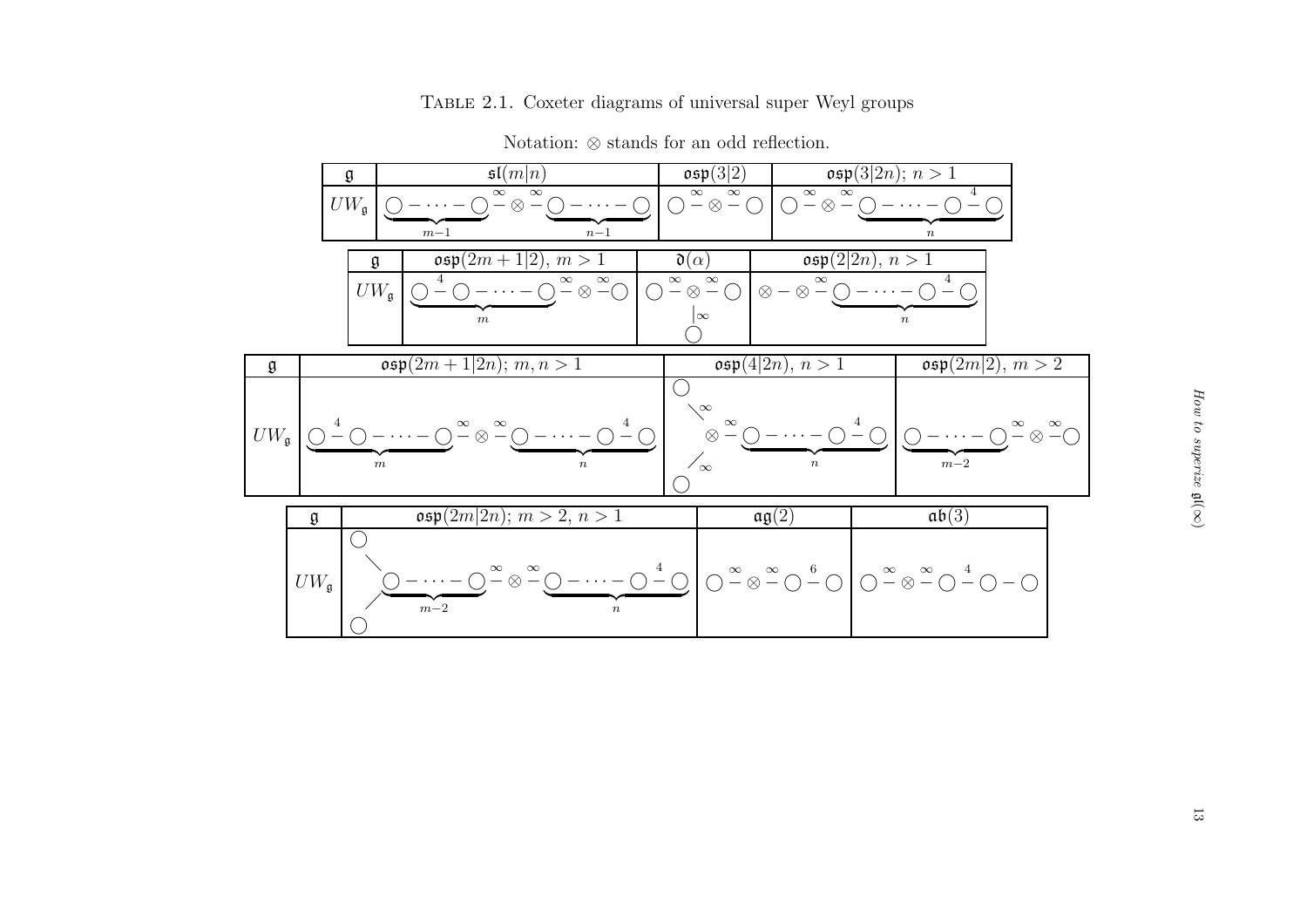Table 2.1. Coxeter diagrams of universal super Weyl groups

Notation: $\otimes$ stands for an odd reflection.

| $\mathfrak{g}$ | $\mathfrak{sl}(m\vert n)$ | $\mathfrak{osp}(3\vert 2)$ | $\mathfrak{osp}(3\vert 2n)$; $n>1$ |
|---|---|---|---|
| $UW_{\mathfrak{g}}$ | $\underbrace{\bigcirc - \cdots - \bigcirc}_{m-1} \overset{\infty}{-} \otimes \overset{\infty}{-} \underbrace{\bigcirc - \cdots - \bigcirc}_{n-1}$ | $\bigcirc \overset{\infty}{-} \otimes \overset{\infty}{-} \bigcirc$ | $\bigcirc \overset{\infty}{-} \otimes \overset{\infty}{-} \underbrace{\bigcirc - \cdots - \bigcirc \overset{4}{-} \bigcirc}_{n}$ |

| $\mathfrak{g}$ | $\mathfrak{osp}(2m+1\vert 2)$, $m>1$ | $\mathfrak{d}(\alpha)$ | $\mathfrak{osp}(2\vert 2n)$, $n>1$ |
|---|---|---|---|
| $UW_{\mathfrak{g}}$ | $\underbrace{\bigcirc \overset{4}{-} \bigcirc - \cdots - \bigcirc}_{m} \overset{\infty}{-} \otimes \overset{\infty}{-} \bigcirc$ | $\bigcirc \overset{\infty}{-} \otimes \overset{\infty}{-} \bigcirc$, with a third $\bigcirc$ attached to $\otimes$ by an edge labeled $\infty$ | $\otimes - \otimes \overset{\infty}{-} \underbrace{\bigcirc - \cdots - \bigcirc \overset{4}{-} \bigcirc}_{n}$ |

| $\mathfrak{g}$ | $\mathfrak{osp}(2m+1\vert 2n)$; $m,n>1$ | $\mathfrak{osp}(4\vert 2n)$, $n>1$ | $\mathfrak{osp}(2m\vert 2)$, $m>2$ |
|---|---|---|---|
| $UW_{\mathfrak{g}}$ | $\underbrace{\bigcirc \overset{4}{-} \bigcirc - \cdots - \bigcirc}_{m} \overset{\infty}{-} \otimes \overset{\infty}{-} \underbrace{\bigcirc - \cdots - \bigcirc \overset{4}{-} \bigcirc}_{n}$ | two $\bigcirc$ attached to $\otimes$ by edges labeled $\infty$; $\otimes \overset{\infty}{-} \underbrace{\bigcirc - \cdots - \bigcirc \overset{4}{-} \bigcirc}_{n}$ | $\underbrace{\bigcirc - \cdots - \bigcirc}_{m-2} \overset{\infty}{-} \otimes \overset{\infty}{-} \bigcirc$ |

| $\mathfrak{g}$ | $\mathfrak{osp}(2m\vert 2n)$; $m>2$, $n>1$ | $\mathfrak{ag}(2)$ | $\mathfrak{ab}(3)$ |
|---|---|---|---|
| $UW_{\mathfrak{g}}$ | two $\bigcirc$ attached to the first node of $\underbrace{\bigcirc - \cdots - \bigcirc}_{m-2} \overset{\infty}{-} \otimes \overset{\infty}{-} \underbrace{\bigcirc - \cdots - \bigcirc \overset{4}{-} \bigcirc}_{n}$ | $\bigcirc \overset{\infty}{-} \otimes \overset{\infty}{-} \bigcirc \overset{6}{-} \bigcirc$ | $\bigcirc \overset{\infty}{-} \otimes \overset{\infty}{-} \bigcirc \overset{4}{-} \bigcirc - \bigcirc$ |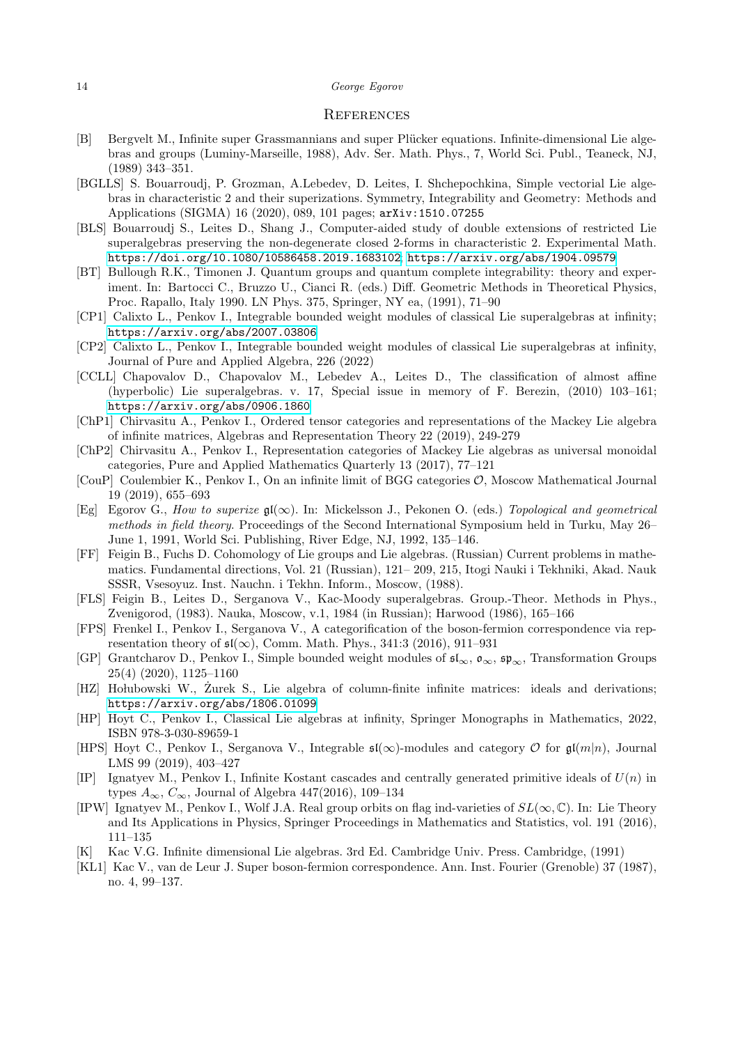## References

[B] Bergvelt M., Infinite super Grassmannians and super Plücker equations. Infinite-dimensional Lie algebras and groups (Luminy-Marseille, 1988), Adv. Ser. Math. Phys., 7, World Sci. Publ., Teaneck, NJ, (1989) 343–351.

[BGLLS] S. Bouarroudj, P. Grozman, A.Lebedev, D. Leites, I. Shchepochkina, Simple vectorial Lie algebras in characteristic 2 and their superizations. Symmetry, Integrability and Geometry: Methods and Applications (SIGMA) 16 (2020), 089, 101 pages; arXiv:1510.07255

[BLS] Bouarroudj S., Leites D., Shang J., Computer-aided study of double extensions of restricted Lie superalgebras preserving the non-degenerate closed 2-forms in characteristic 2. Experimental Math. https://doi.org/10.1080/10586458.2019.1683102; https://arxiv.org/abs/1904.09579

[BT] Bullough R.K., Timonen J. Quantum groups and quantum complete integrability: theory and experiment. In: Bartocci C., Bruzzo U., Cianci R. (eds.) Diff. Geometric Methods in Theoretical Physics, Proc. Rapallo, Italy 1990. LN Phys. 375, Springer, NY ea, (1991), 71–90

[CP1] Calixto L., Penkov I., Integrable bounded weight modules of classical Lie superalgebras at infinity; https://arxiv.org/abs/2007.03806

[CP2] Calixto L., Penkov I., Integrable bounded weight modules of classical Lie superalgebras at infinity, Journal of Pure and Applied Algebra, 226 (2022)

[CCLL] Chapovalov D., Chapovalov M., Lebedev A., Leites D., The classification of almost affine (hyperbolic) Lie superalgebras. v. 17, Special issue in memory of F. Berezin, (2010) 103–161; https://arxiv.org/abs/0906.1860

[ChP1] Chirvasitu A., Penkov I., Ordered tensor categories and representations of the Mackey Lie algebra of infinite matrices, Algebras and Representation Theory 22 (2019), 249-279

[ChP2] Chirvasitu A., Penkov I., Representation categories of Mackey Lie algebras as universal monoidal categories, Pure and Applied Mathematics Quarterly 13 (2017), 77–121

[CouP] Coulembier K., Penkov I., On an infinite limit of BGG categories $\mathcal{O}$, Moscow Mathematical Journal 19 (2019), 655–693

[Eg] Egorov G., *How to superize* $\mathfrak{gl}(\infty)$. In: Mickelsson J., Pekonen O. (eds.) *Topological and geometrical methods in field theory*. Proceedings of the Second International Symposium held in Turku, May 26–June 1, 1991, World Sci. Publishing, River Edge, NJ, 1992, 135–146.

[FF] Feigin B., Fuchs D. Cohomology of Lie groups and Lie algebras. (Russian) Current problems in mathematics. Fundamental directions, Vol. 21 (Russian), 121– 209, 215, Itogi Nauki i Tekhniki, Akad. Nauk SSSR, Vsesoyuz. Inst. Nauchn. i Tekhn. Inform., Moscow, (1988).

[FLS] Feigin B., Leites D., Serganova V., Kac-Moody superalgebras. Group.-Theor. Methods in Phys., Zvenigorod, (1983). Nauka, Moscow, v.1, 1984 (in Russian); Harwood (1986), 165–166

[FPS] Frenkel I., Penkov I., Serganova V., A categorification of the boson-fermion correspondence via representation theory of $\mathfrak{sl}(\infty)$, Comm. Math. Phys., 341:3 (2016), 911–931

[GP] Grantcharov D., Penkov I., Simple bounded weight modules of $\mathfrak{sl}_\infty$, $\mathfrak{o}_\infty$, $\mathfrak{sp}_\infty$, Transformation Groups 25(4) (2020), 1125–1160

[HZ] Hołubowski W., Żurek S., Lie algebra of column-finite infinite matrices: ideals and derivations; https://arxiv.org/abs/1806.01099

[HP] Hoyt C., Penkov I., Classical Lie algebras at infinity, Springer Monographs in Mathematics, 2022, ISBN 978-3-030-89659-1

[HPS] Hoyt C., Penkov I., Serganova V., Integrable $\mathfrak{sl}(\infty)$-modules and category $\mathcal{O}$ for $\mathfrak{gl}(m|n)$, Journal LMS 99 (2019), 403–427

[IP] Ignatyev M., Penkov I., Infinite Kostant cascades and centrally generated primitive ideals of $U(n)$ in types $A_\infty$, $C_\infty$, Journal of Algebra 447(2016), 109–134

[IPW] Ignatyev M., Penkov I., Wolf J.A. Real group orbits on flag ind-varieties of $SL(\infty, \mathbb{C})$. In: Lie Theory and Its Applications in Physics, Springer Proceedings in Mathematics and Statistics, vol. 191 (2016), 111–135

[K] Kac V.G. Infinite dimensional Lie algebras. 3rd Ed. Cambridge Univ. Press. Cambridge, (1991)

[KL1] Kac V., van de Leur J. Super boson-fermion correspondence. Ann. Inst. Fourier (Grenoble) 37 (1987), no. 4, 99–137.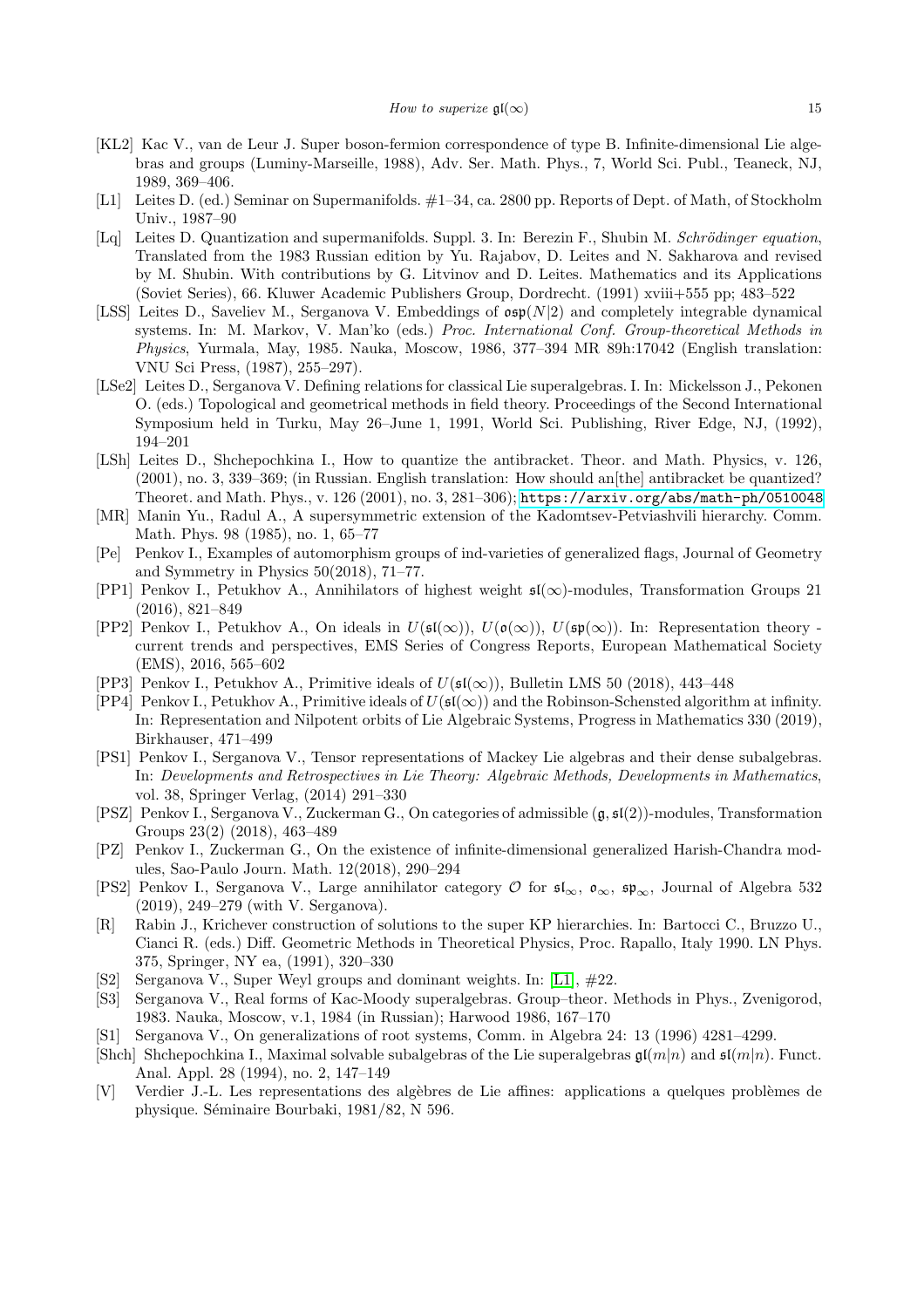[KL2] Kac V., van de Leur J. Super boson-fermion correspondence of type B. Infinite-dimensional Lie algebras and groups (Luminy-Marseille, 1988), Adv. Ser. Math. Phys., 7, World Sci. Publ., Teaneck, NJ, 1989, 369–406.

[L1] Leites D. (ed.) Seminar on Supermanifolds. #1–34, ca. 2800 pp. Reports of Dept. of Math, of Stockholm Univ., 1987–90

[Lq] Leites D. Quantization and supermanifolds. Suppl. 3. In: Berezin F., Shubin M. *Schrödinger equation*, Translated from the 1983 Russian edition by Yu. Rajabov, D. Leites and N. Sakharova and revised by M. Shubin. With contributions by G. Litvinov and D. Leites. Mathematics and its Applications (Soviet Series), 66. Kluwer Academic Publishers Group, Dordrecht. (1991) xviii+555 pp; 483–522

[LSS] Leites D., Saveliev M., Serganova V. Embeddings of $\mathfrak{osp}(N|2)$ and completely integrable dynamical systems. In: M. Markov, V. Man'ko (eds.) *Proc. International Conf. Group-theoretical Methods in Physics*, Yurmala, May, 1985. Nauka, Moscow, 1986, 377–394 MR 89h:17042 (English translation: VNU Sci Press, (1987), 255–297).

[LSe2] Leites D., Serganova V. Defining relations for classical Lie superalgebras. I. In: Mickelsson J., Pekonen O. (eds.) Topological and geometrical methods in field theory. Proceedings of the Second International Symposium held in Turku, May 26–June 1, 1991, World Sci. Publishing, River Edge, NJ, (1992), 194–201

[LSh] Leites D., Shchepochkina I., How to quantize the antibracket. Theor. and Math. Physics, v. 126, (2001), no. 3, 339–369; (in Russian. English translation: How should an[the] antibracket be quantized? Theoret. and Math. Phys., v. 126 (2001), no. 3, 281–306); https://arxiv.org/abs/math-ph/0510048

[MR] Manin Yu., Radul A., A supersymmetric extension of the Kadomtsev-Petviashvili hierarchy. Comm. Math. Phys. 98 (1985), no. 1, 65–77

[Pe] Penkov I., Examples of automorphism groups of ind-varieties of generalized flags, Journal of Geometry and Symmetry in Physics 50(2018), 71–77.

[PP1] Penkov I., Petukhov A., Annihilators of highest weight $\mathfrak{sl}(\infty)$-modules, Transformation Groups 21 (2016), 821–849

[PP2] Penkov I., Petukhov A., On ideals in $U(\mathfrak{sl}(\infty))$, $U(\mathfrak{o}(\infty))$, $U(\mathfrak{sp}(\infty))$. In: Representation theory - current trends and perspectives, EMS Series of Congress Reports, European Mathematical Society (EMS), 2016, 565–602

[PP3] Penkov I., Petukhov A., Primitive ideals of $U(\mathfrak{sl}(\infty))$, Bulletin LMS 50 (2018), 443–448

[PP4] Penkov I., Petukhov A., Primitive ideals of $U(\mathfrak{sl}(\infty))$ and the Robinson-Schensted algorithm at infinity. In: Representation and Nilpotent orbits of Lie Algebraic Systems, Progress in Mathematics 330 (2019), Birkhauser, 471–499

[PS1] Penkov I., Serganova V., Tensor representations of Mackey Lie algebras and their dense subalgebras. In: *Developments and Retrospectives in Lie Theory: Algebraic Methods, Developments in Mathematics*, vol. 38, Springer Verlag, (2014) 291–330

[PSZ] Penkov I., Serganova V., Zuckerman G., On categories of admissible $(\mathfrak{g}, \mathfrak{sl}(2))$-modules, Transformation Groups 23(2) (2018), 463–489

[PZ] Penkov I., Zuckerman G., On the existence of infinite-dimensional generalized Harish-Chandra modules, Sao-Paulo Journ. Math. 12(2018), 290–294

[PS2] Penkov I., Serganova V., Large annihilator category $\mathcal{O}$ for $\mathfrak{sl}_\infty$, $\mathfrak{o}_\infty$, $\mathfrak{sp}_\infty$, Journal of Algebra 532 (2019), 249–279 (with V. Serganova).

[R] Rabin J., Krichever construction of solutions to the super KP hierarchies. In: Bartocci C., Bruzzo U., Cianci R. (eds.) Diff. Geometric Methods in Theoretical Physics, Proc. Rapallo, Italy 1990. LN Phys. 375, Springer, NY ea, (1991), 320–330

[S2] Serganova V., Super Weyl groups and dominant weights. In: [L1], #22.

[S3] Serganova V., Real forms of Kac-Moody superalgebras. Group–theor. Methods in Phys., Zvenigorod, 1983. Nauka, Moscow, v.1, 1984 (in Russian); Harwood 1986, 167–170

[S1] Serganova V., On generalizations of root systems, Comm. in Algebra 24: 13 (1996) 4281–4299.

[Shch] Shchepochkina I., Maximal solvable subalgebras of the Lie superalgebras $\mathfrak{gl}(m|n)$ and $\mathfrak{sl}(m|n)$. Funct. Anal. Appl. 28 (1994), no. 2, 147–149

[V] Verdier J.-L. Les representations des algèbres de Lie affines: applications a quelques problèmes de physique. Séminaire Bourbaki, 1981/82, N 596.